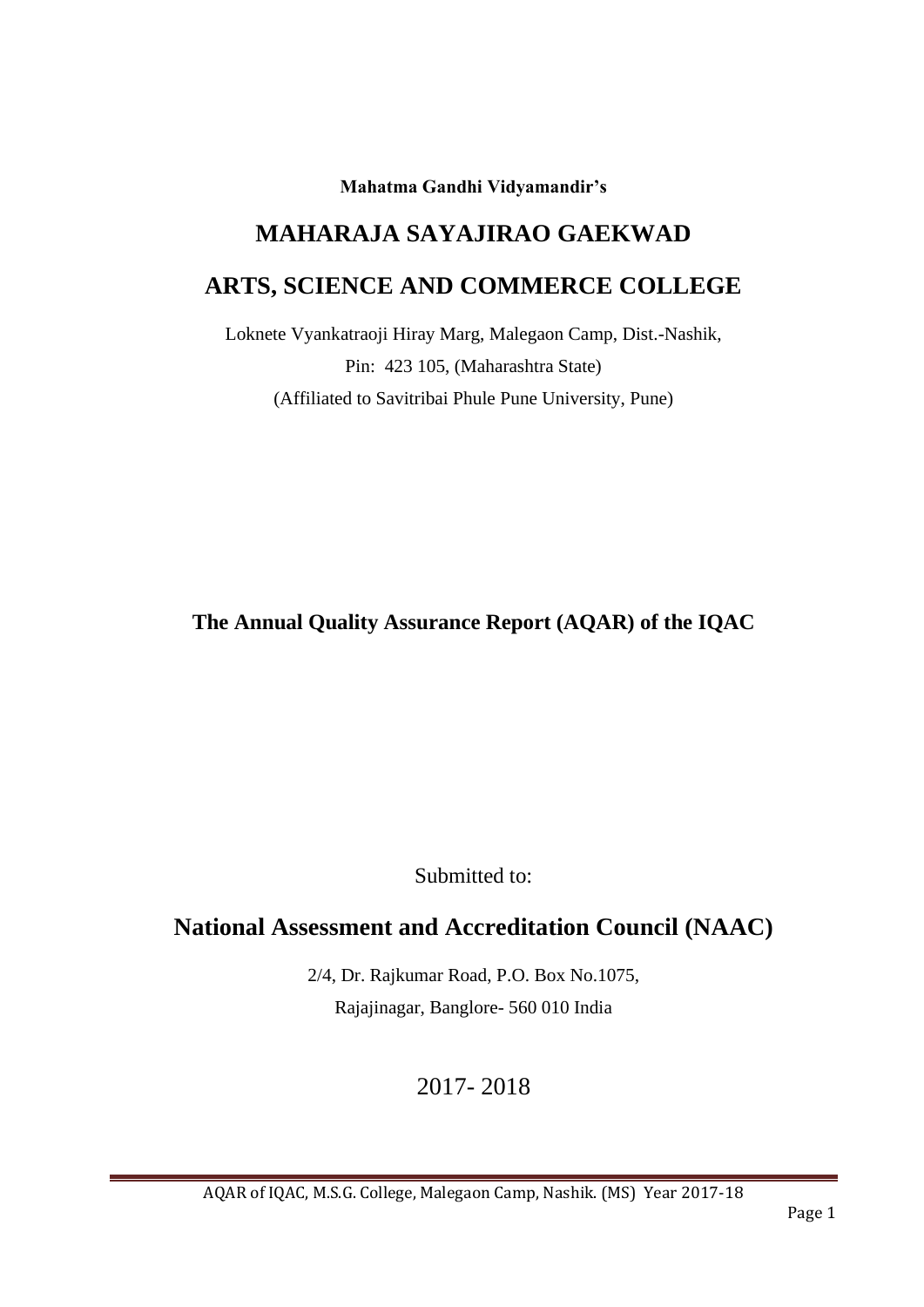**Mahatma Gandhi Vidyamandir's**

# MAHARAJA SAYAJIRAO GAEKWAD

# ARTS, SCIENCE AND COMMERCE COLLEGE

Loknete Vyankatraoji Hiray Marg, Malegaon Camp, Dist.-Nashik,

Pin: 423 105, (Maharashtra State)

(Affiliated to Savitribai Phule Pune University, Pune)

## The Annual Quality Assurance Report (AQAR) of the IQAC

Submitted to:

## National Assessment and Accreditation Council (NAAC)

2/4, Dr. Rajkumar Road, P.O. Box No.1075,

Rajajinagar, Banglore- 560 010 India

2017- 2018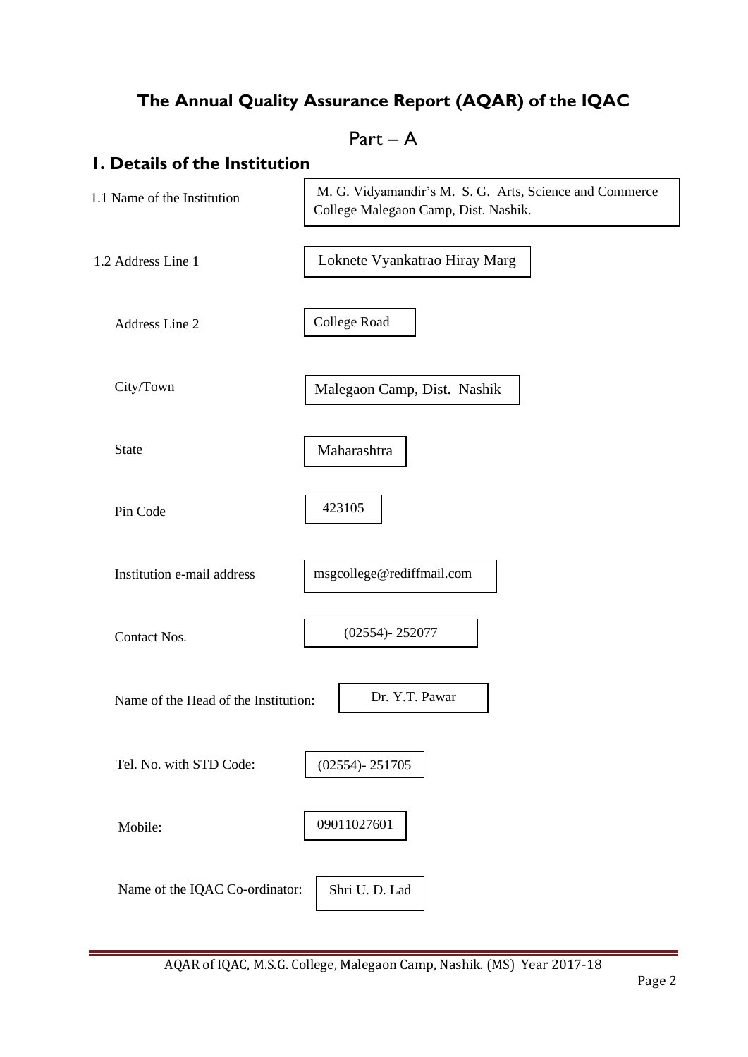# The Annual Quality Assurance Report (AQAR) of the IQAC

## Part – A

## 1. Details of the Institution

| | |
|---|---|
| 1.1 Name of the Institution | M. G. Vidyamandir's M. S. G. Arts, Science and Commerce College Malegaon Camp, Dist. Nashik. |
| 1.2 Address Line 1 | Loknete Vyankatrao Hiray Marg |
| Address Line 2 | College Road |
| City/Town | Malegaon Camp, Dist. Nashik |
| State | Maharashtra |
| Pin Code | 423105 |
| Institution e-mail address | msgcollege@rediffmail.com |
| Contact Nos. | (02554)- 252077 |
| Name of the Head of the Institution: | Dr. Y.T. Pawar |
| Tel. No. with STD Code: | (02554)- 251705 |
| Mobile: | 09011027601 |
| Name of the IQAC Co-ordinator: | Shri U. D. Lad |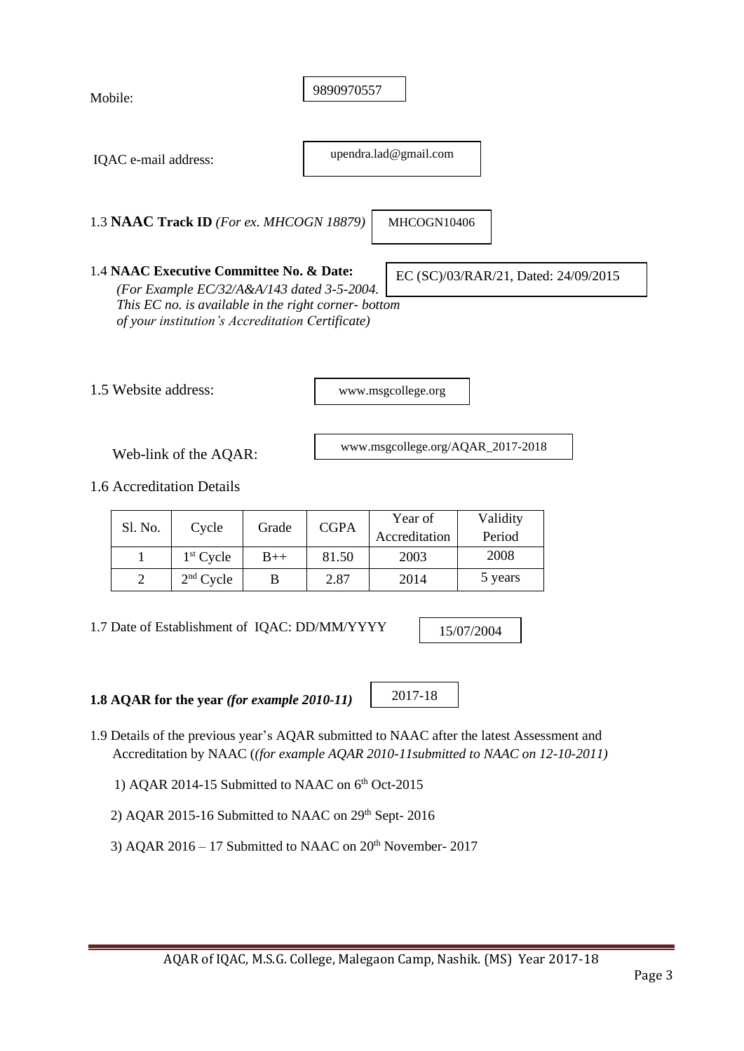Mobile: 9890970557

IQAC e-mail address: upendra.lad@gmail.com

1.3 **NAAC Track ID** *(For ex. MHCOGN 18879)* MHCOGN10406

1.4 **NAAC Executive Committee No. & Date:** EC (SC)/03/RAR/21, Dated: 24/09/2015
*(For Example EC/32/A&A/143 dated 3-5-2004. This EC no. is available in the right corner- bottom of your institution's Accreditation Certificate)*

1.5 Website address: www.msgcollege.org

Web-link of the AQAR: www.msgcollege.org/AQAR_2017-2018

1.6 Accreditation Details

| Sl. No. | Cycle | Grade | CGPA | Year of Accreditation | Validity Period |
|---|---|---|---|---|---|
| 1 | 1st Cycle | B++ | 81.50 | 2003 | 2008 |
| 2 | 2nd Cycle | B | 2.87 | 2014 | 5 years |

1.7 Date of Establishment of IQAC: DD/MM/YYYY 15/07/2004

**1.8 AQAR for the year** ***(for example 2010-11)*** 2017-18

1.9 Details of the previous year's AQAR submitted to NAAC after the latest Assessment and Accreditation by NAAC (*(for example AQAR 2010-11submitted to NAAC on 12-10-2011)*

1) AQAR 2014-15 Submitted to NAAC on 6th Oct-2015

2) AQAR 2015-16 Submitted to NAAC on 29th Sept- 2016

3) AQAR 2016 – 17 Submitted to NAAC on 20th November- 2017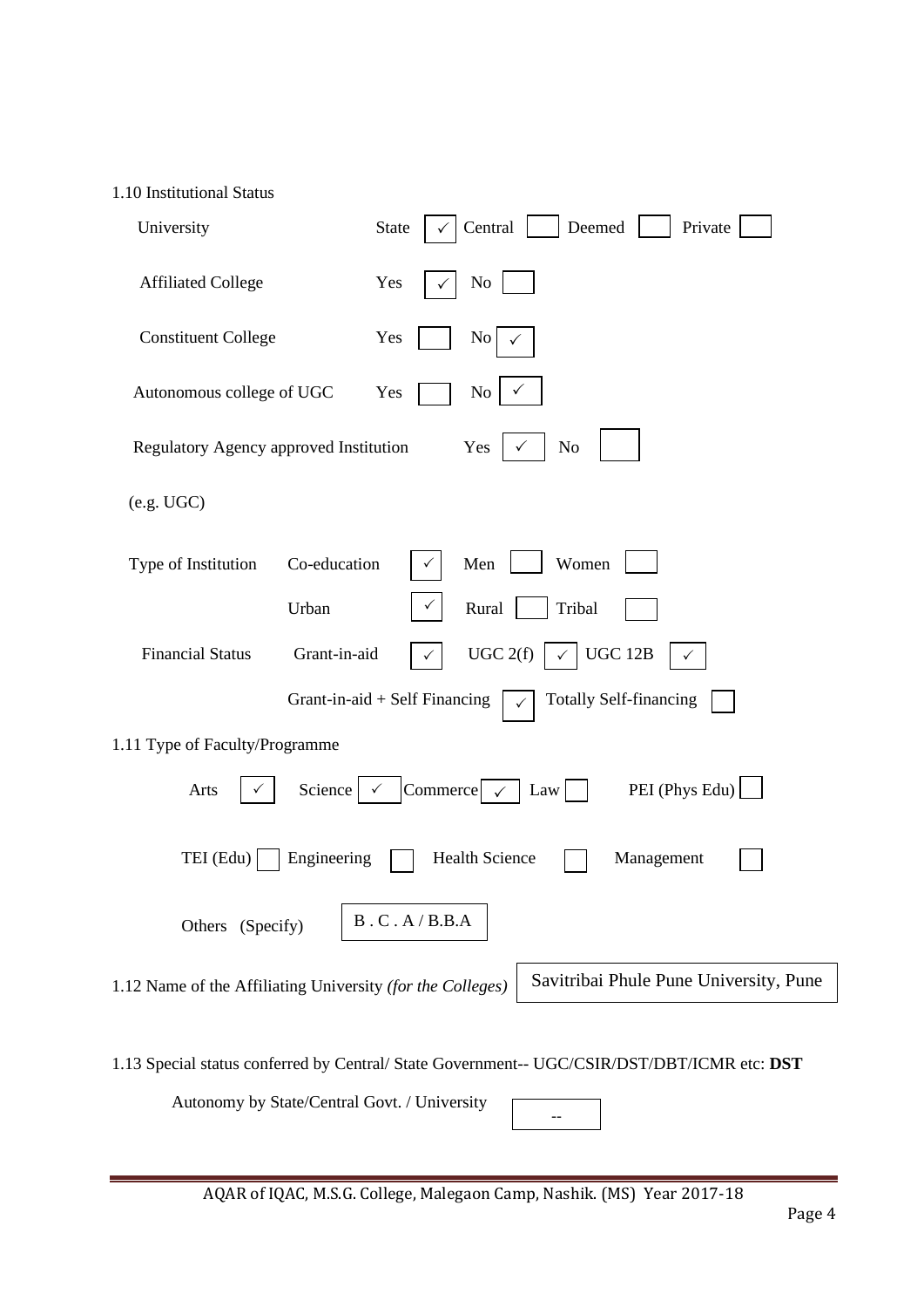1.10 Institutional Status

| | | | | |
|---|---|---|---|---|
| University | State ✓ | Central | Deemed | Private |
| Affiliated College | Yes ✓ | No | | |
| Constituent College | Yes | No ✓ | | |
| Autonomous college of UGC | Yes | No ✓ | | |
| Regulatory Agency approved Institution (e.g. UGC) | Yes ✓ | No | | |

| | | | |
|---|---|---|---|
| Type of Institution | Co-education ✓ | Men | Women |
| | Urban ✓ | Rural | Tribal |
| Financial Status | Grant-in-aid ✓ | UGC 2(f) ✓ | UGC 12B ✓ |
| | Grant-in-aid + Self Financing ✓ | Totally Self-financing | |

1.11 Type of Faculty/Programme

| | | | | |
|---|---|---|---|---|
| Arts ✓ | Science ✓ | Commerce ✓ | Law | PEI (Phys Edu) |
| TEI (Edu) | Engineering | Health Science | Management | |

Others (Specify) B . C . A / B.B.A

1.12 Name of the Affiliating University *(for the Colleges)* Savitribai Phule Pune University, Pune

1.13 Special status conferred by Central/ State Government-- UGC/CSIR/DST/DBT/ICMR etc: **DST**

Autonomy by State/Central Govt. / University --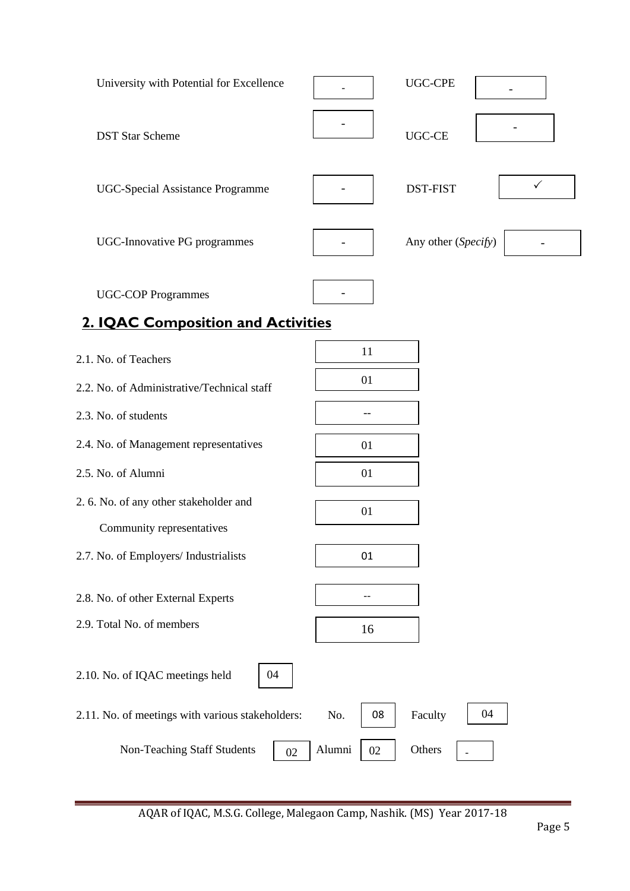| | | | |
|---|---|---|---|
| University with Potential for Excellence | - | UGC-CPE | - |
| DST Star Scheme | - | UGC-CE | - |
| UGC-Special Assistance Programme | - | DST-FIST | ✓ |
| UGC-Innovative PG programmes | - | Any other (*Specify*) | - |
| UGC-COP Programmes | - | | |

## 2. IQAC Composition and Activities

| | |
|---|---|
| 2.1. No. of Teachers | 11 |
| 2.2. No. of Administrative/Technical staff | 01 |
| 2.3. No. of students | -- |
| 2.4. No. of Management representatives | 01 |
| 2.5. No. of Alumni | 01 |
| 2. 6. No. of any other stakeholder and Community representatives | 01 |
| 2.7. No. of Employers/ Industrialists | 01 |
| 2.8. No. of other External Experts | -- |
| 2.9. Total No. of members | 16 |

2.10. No. of IQAC meetings held: 04

2.11. No. of meetings with various stakeholders: No. 08 Faculty 04

Non-Teaching Staff Students 02 Alumni 02 Others -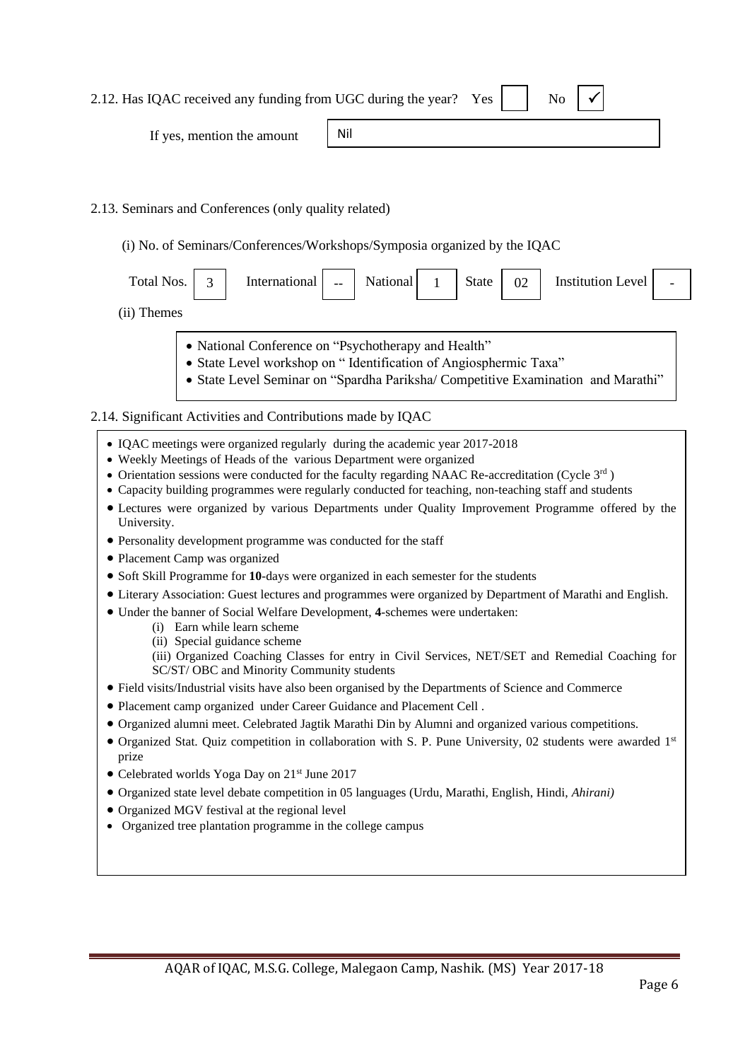2.12. Has IQAC received any funding from UGC during the year? Yes [ ] No [✓]

If yes, mention the amount: Nil

2.13. Seminars and Conferences (only quality related)

(i) No. of Seminars/Conferences/Workshops/Symposia organized by the IQAC

| Total Nos. | International | National | State | Institution Level |
|---|---|---|---|---|
| 3 | -- | 1 | 02 | - |

(ii) Themes

- National Conference on "Psychotherapy and Health"
- State Level workshop on " Identification of Angiosphermic Taxa"
- State Level Seminar on "Spardha Pariksha/ Competitive Examination and Marathi"

2.14. Significant Activities and Contributions made by IQAC

- IQAC meetings were organized regularly during the academic year 2017-2018
- Weekly Meetings of Heads of the various Department were organized
- Orientation sessions were conducted for the faculty regarding NAAC Re-accreditation (Cycle 3rd )
- Capacity building programmes were regularly conducted for teaching, non-teaching staff and students
- Lectures were organized by various Departments under Quality Improvement Programme offered by the University.
- Personality development programme was conducted for the staff
- Placement Camp was organized
- Soft Skill Programme for **10**-days were organized in each semester for the students
- Literary Association: Guest lectures and programmes were organized by Department of Marathi and English.
- Under the banner of Social Welfare Development, **4**-schemes were undertaken:
  - (i) Earn while learn scheme
  - (ii) Special guidance scheme
  - (iii) Organized Coaching Classes for entry in Civil Services, NET/SET and Remedial Coaching for SC/ST/ OBC and Minority Community students
- Field visits/Industrial visits have also been organised by the Departments of Science and Commerce
- Placement camp organized under Career Guidance and Placement Cell .
- Organized alumni meet. Celebrated Jagtik Marathi Din by Alumni and organized various competitions.
- Organized Stat. Quiz competition in collaboration with S. P. Pune University, 02 students were awarded 1st prize
- Celebrated worlds Yoga Day on 21st June 2017
- Organized state level debate competition in 05 languages (Urdu, Marathi, English, Hindi, *Ahirani)*
- Organized MGV festival at the regional level
- Organized tree plantation programme in the college campus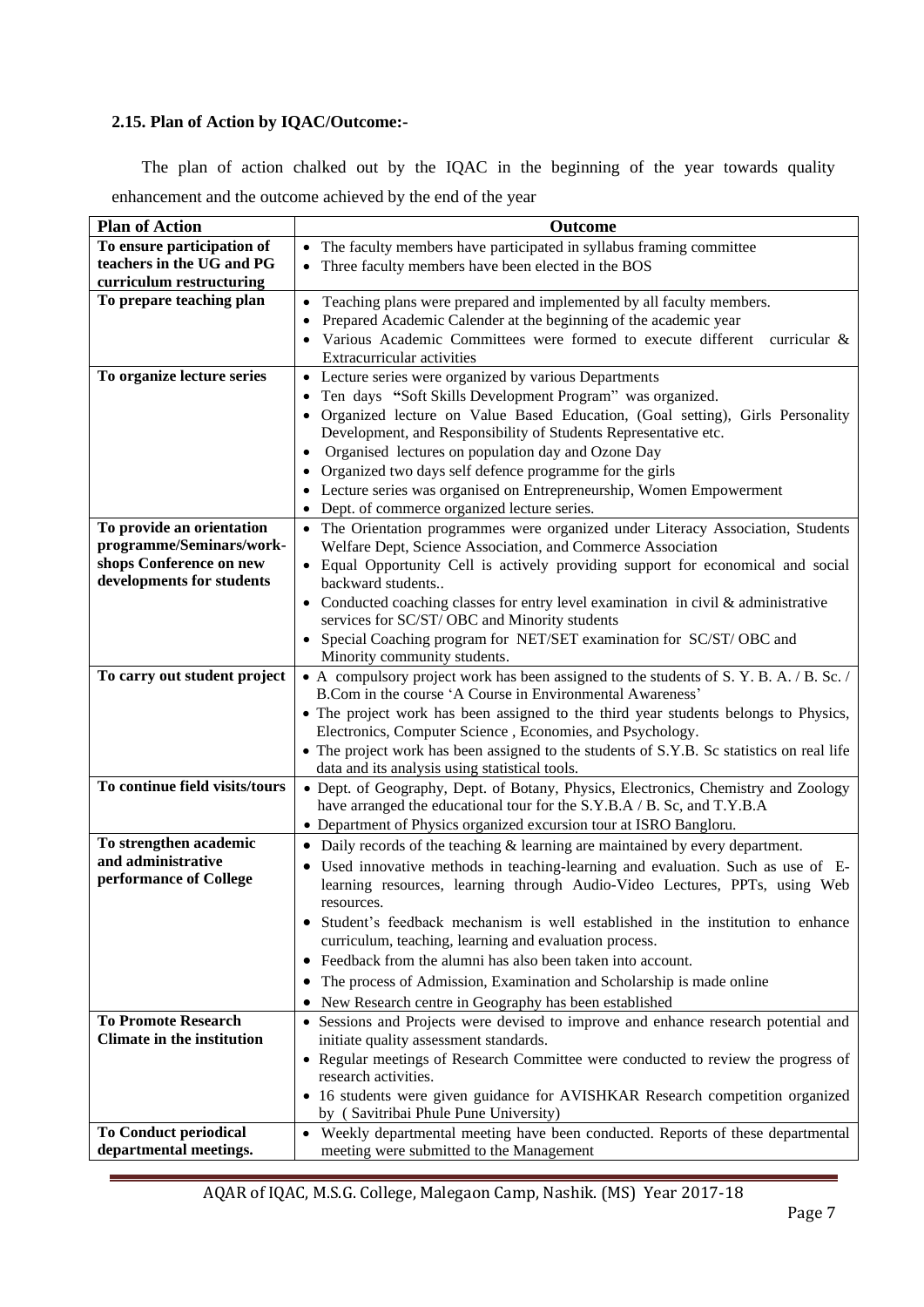### 2.15. Plan of Action by IQAC/Outcome:-

The plan of action chalked out by the IQAC in the beginning of the year towards quality enhancement and the outcome achieved by the end of the year

| Plan of Action | Outcome |
|---|---|
| **To ensure participation of teachers in the UG and PG curriculum restructuring** | • The faculty members have participated in syllabus framing committee<br>• Three faculty members have been elected in the BOS |
| **To prepare teaching plan** | • Teaching plans were prepared and implemented by all faculty members.<br>• Prepared Academic Calender at the beginning of the academic year<br>• Various Academic Committees were formed to execute different curricular & Extracurricular activities |
| **To organize lecture series** | • Lecture series were organized by various Departments<br>• Ten days "Soft Skills Development Program" was organized.<br>• Organized lecture on Value Based Education, (Goal setting), Girls Personality Development, and Responsibility of Students Representative etc.<br>• Organised lectures on population day and Ozone Day<br>• Organized two days self defence programme for the girls<br>• Lecture series was organised on Entrepreneurship, Women Empowerment<br>• Dept. of commerce organized lecture series. |
| **To provide an orientation programme/Seminars/work-shops Conference on new developments for students** | • The Orientation programmes were organized under Literacy Association, Students Welfare Dept, Science Association, and Commerce Association<br>• Equal Opportunity Cell is actively providing support for economical and social backward students..<br>• Conducted coaching classes for entry level examination in civil & administrative services for SC/ST/ OBC and Minority students<br>• Special Coaching program for NET/SET examination for SC/ST/ OBC and Minority community students. |
| **To carry out student project** | • A compulsory project work has been assigned to the students of S. Y. B. A. / B. Sc. / B.Com in the course 'A Course in Environmental Awareness'<br>• The project work has been assigned to the third year students belongs to Physics, Electronics, Computer Science , Economies, and Psychology.<br>• The project work has been assigned to the students of S.Y.B. Sc statistics on real life data and its analysis using statistical tools. |
| **To continue field visits/tours** | • Dept. of Geography, Dept. of Botany, Physics, Electronics, Chemistry and Zoology have arranged the educational tour for the S.Y.B.A / B. Sc, and T.Y.B.A<br>• Department of Physics organized excursion tour at ISRO Bangloru. |
| **To strengthen academic and administrative performance of College** | • Daily records of the teaching & learning are maintained by every department.<br>• Used innovative methods in teaching-learning and evaluation. Such as use of E-learning resources, learning through Audio-Video Lectures, PPTs, using Web resources.<br>• Student's feedback mechanism is well established in the institution to enhance curriculum, teaching, learning and evaluation process.<br>• Feedback from the alumni has also been taken into account.<br>• The process of Admission, Examination and Scholarship is made online<br>• New Research centre in Geography has been established |
| **To Promote Research Climate in the institution** | • Sessions and Projects were devised to improve and enhance research potential and initiate quality assessment standards.<br>• Regular meetings of Research Committee were conducted to review the progress of research activities.<br>• 16 students were given guidance for AVISHKAR Research competition organized by ( Savitribai Phule Pune University) |
| **To Conduct periodical departmental meetings.** | • Weekly departmental meeting have been conducted. Reports of these departmental meeting were submitted to the Management |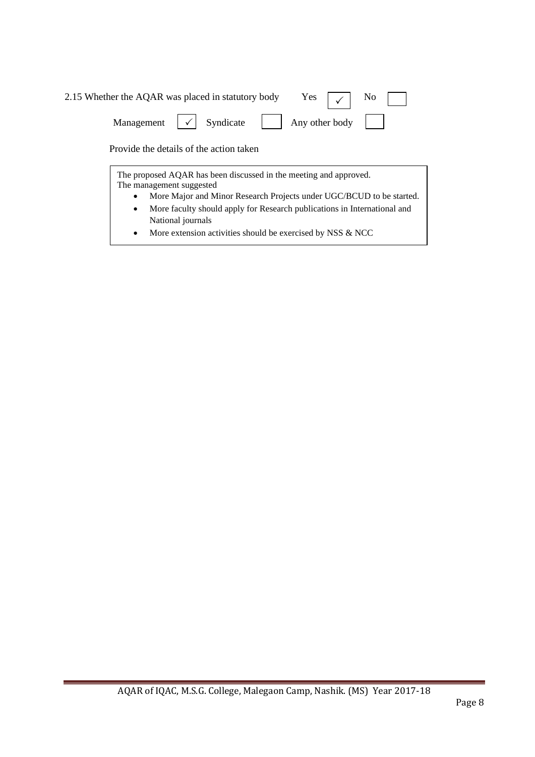2.15 Whether the AQAR was placed in statutory body Yes ✓ No

Management ✓ Syndicate Any other body

Provide the details of the action taken

The proposed AQAR has been discussed in the meeting and approved.
The management suggested

- More Major and Minor Research Projects under UGC/BCUD to be started.
- More faculty should apply for Research publications in International and National journals
- More extension activities should be exercised by NSS & NCC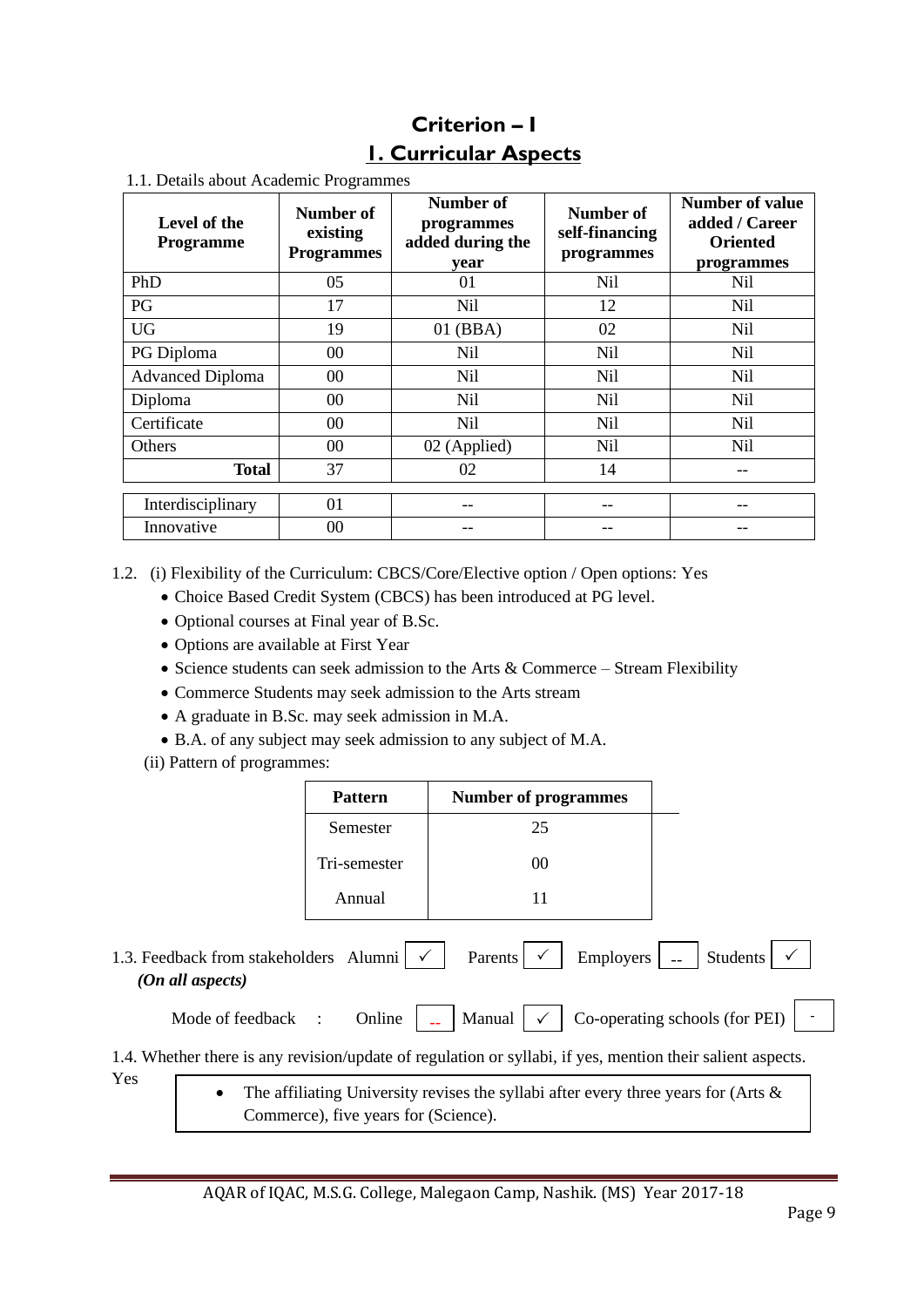# Criterion – I

## 1. Curricular Aspects

1.1. Details about Academic Programmes

| Level of the Programme | Number of existing Programmes | Number of programmes added during the year | Number of self-financing programmes | Number of value added / Career Oriented programmes |
|---|---|---|---|---|
| PhD | 05 | 01 | Nil | Nil |
| PG | 17 | Nil | 12 | Nil |
| UG | 19 | 01 (BBA) | 02 | Nil |
| PG Diploma | 00 | Nil | Nil | Nil |
| Advanced Diploma | 00 | Nil | Nil | Nil |
| Diploma | 00 | Nil | Nil | Nil |
| Certificate | 00 | Nil | Nil | Nil |
| Others | 00 | 02 (Applied) | Nil | Nil |
| **Total** | 37 | 02 | 14 | -- |
| Interdisciplinary | 01 | -- | -- | -- |
| Innovative | 00 | -- | -- | -- |

1.2. (i) Flexibility of the Curriculum: CBCS/Core/Elective option / Open options: Yes

- Choice Based Credit System (CBCS) has been introduced at PG level.
- Optional courses at Final year of B.Sc.
- Options are available at First Year
- Science students can seek admission to the Arts & Commerce – Stream Flexibility
- Commerce Students may seek admission to the Arts stream
- A graduate in B.Sc. may seek admission in M.A.
- B.A. of any subject may seek admission to any subject of M.A.

(ii) Pattern of programmes:

| Pattern | Number of programmes |
|---|---|
| Semester | 25 |
| Tri-semester | 00 |
| Annual | 11 |

1.3. Feedback from stakeholders Alumni ✓ Parents ✓ Employers -- Students ✓
*(On all aspects)*

Mode of feedback : Online -- Manual ✓ Co-operating schools (for PEI) -

1.4. Whether there is any revision/update of regulation or syllabi, if yes, mention their salient aspects.

Yes

- The affiliating University revises the syllabi after every three years for (Arts & Commerce), five years for (Science).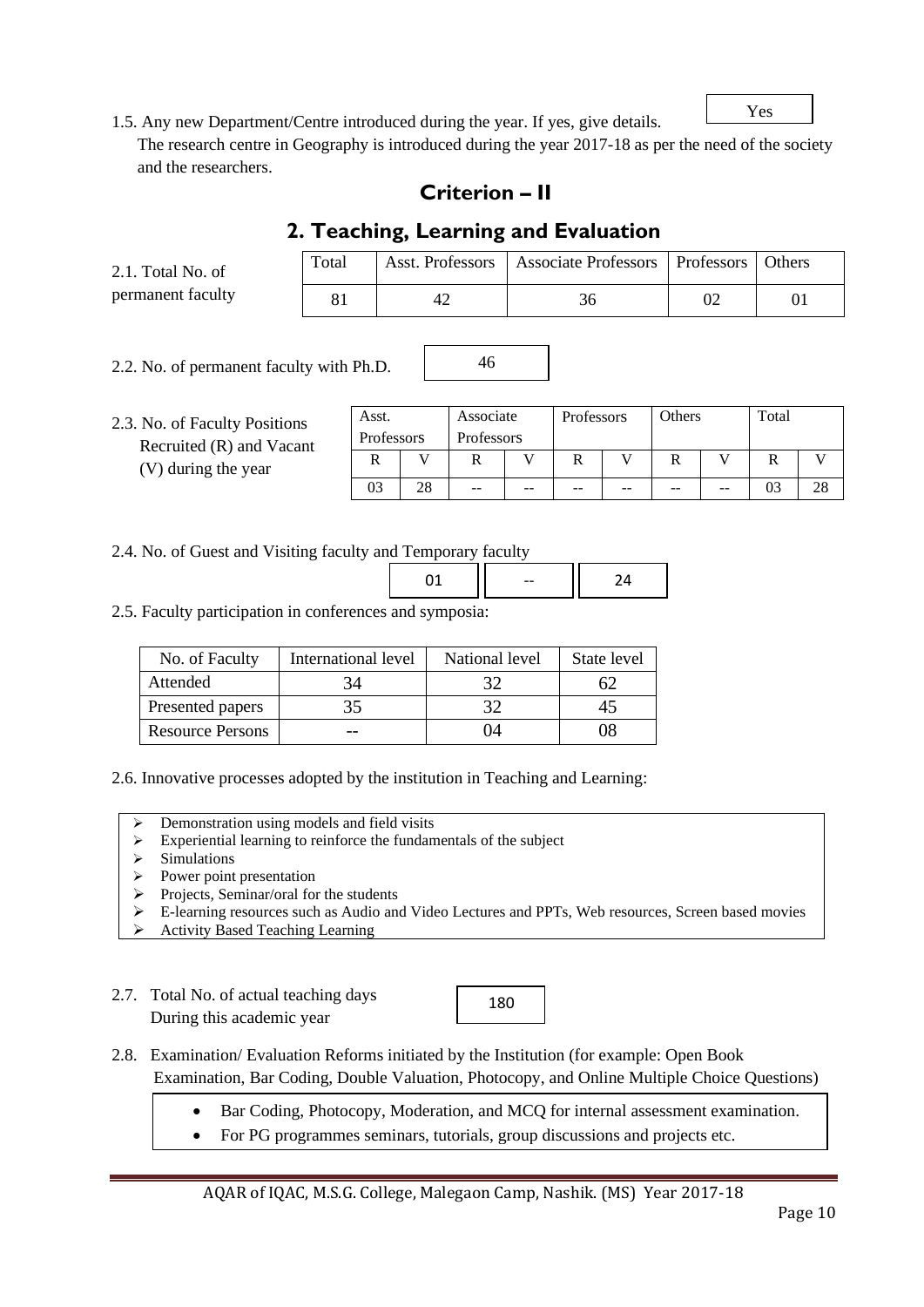1.5. Any new Department/Centre introduced during the year. If yes, give details. Yes

The research centre in Geography is introduced during the year 2017-18 as per the need of the society and the researchers.

# Criterion – II

## 2. Teaching, Learning and Evaluation

2.1. Total No. of permanent faculty

| Total | Asst. Professors | Associate Professors | Professors | Others |
|---|---|---|---|---|
| 81 | 42 | 36 | 02 | 01 |

2.2. No. of permanent faculty with Ph.D. 46

2.3. No. of Faculty Positions Recruited (R) and Vacant (V) during the year

| Asst. Professors | | Associate Professors | | Professors | | Others | | Total | |
|---|---|---|---|---|---|---|---|---|---|
| R | V | R | V | R | V | R | V | R | V |
| 03 | 28 | -- | -- | -- | -- | -- | -- | 03 | 28 |

2.4. No. of Guest and Visiting faculty and Temporary faculty

| 01 | -- | 24 |
|---|---|---|

2.5. Faculty participation in conferences and symposia:

| No. of Faculty | International level | National level | State level |
|---|---|---|---|
| Attended | 34 | 32 | 62 |
| Presented papers | 35 | 32 | 45 |
| Resource Persons | -- | 04 | 08 |

2.6. Innovative processes adopted by the institution in Teaching and Learning:

- Demonstration using models and field visits
- Experiential learning to reinforce the fundamentals of the subject
- Simulations
- Power point presentation
- Projects, Seminar/oral for the students
- E-learning resources such as Audio and Video Lectures and PPTs, Web resources, Screen based movies
- Activity Based Teaching Learning

2.7. Total No. of actual teaching days During this academic year 180

2.8. Examination/ Evaluation Reforms initiated by the Institution (for example: Open Book Examination, Bar Coding, Double Valuation, Photocopy, and Online Multiple Choice Questions)

- Bar Coding, Photocopy, Moderation, and MCQ for internal assessment examination.
- For PG programmes seminars, tutorials, group discussions and projects etc.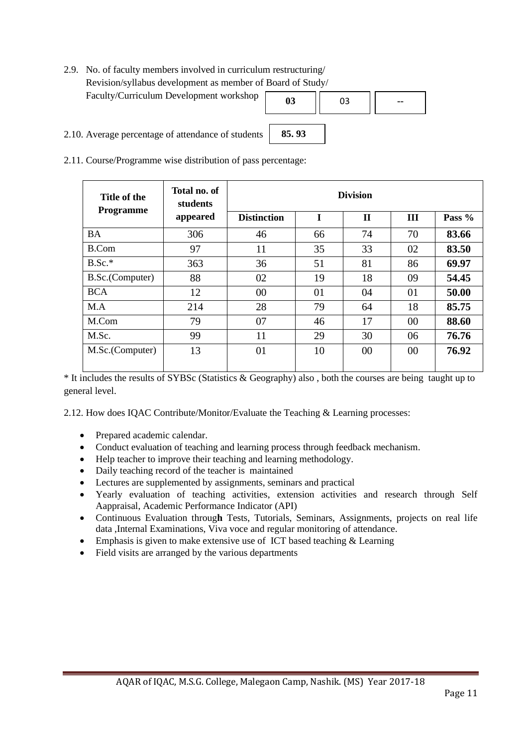2.9. No. of faculty members involved in curriculum restructuring/ Revision/syllabus development as member of Board of Study/ Faculty/Curriculum Development workshop

| **03** | 03 | -- |
|---|---|---|

2.10. Average percentage of attendance of students **85. 93**

2.11. Course/Programme wise distribution of pass percentage:

| Title of the Programme | Total no. of students appeared | Division | | | | |
|---|---|---|---|---|---|---|
| | | **Distinction** | **I** | **II** | **III** | **Pass %** |
| BA | 306 | 46 | 66 | 74 | 70 | **83.66** |
| B.Com | 97 | 11 | 35 | 33 | 02 | **83.50** |
| B.Sc.* | 363 | 36 | 51 | 81 | 86 | **69.97** |
| B.Sc.(Computer) | 88 | 02 | 19 | 18 | 09 | **54.45** |
| BCA | 12 | 00 | 01 | 04 | 01 | **50.00** |
| M.A | 214 | 28 | 79 | 64 | 18 | **85.75** |
| M.Com | 79 | 07 | 46 | 17 | 00 | **88.60** |
| M.Sc. | 99 | 11 | 29 | 30 | 06 | **76.76** |
| M.Sc.(Computer) | 13 | 01 | 10 | 00 | 00 | **76.92** |

* It includes the results of SYBSc (Statistics & Geography) also , both the courses are being taught up to general level.

2.12. How does IQAC Contribute/Monitor/Evaluate the Teaching & Learning processes:

- Prepared academic calendar.
- Conduct evaluation of teaching and learning process through feedback mechanism.
- Help teacher to improve their teaching and learning methodology.
- Daily teaching record of the teacher is maintained
- Lectures are supplemented by assignments, seminars and practical
- Yearly evaluation of teaching activities, extension activities and research through Self Aappraisal, Academic Performance Indicator (API)
- Continuous Evaluation throug**h** Tests, Tutorials, Seminars, Assignments, projects on real life data ,Internal Examinations, Viva voce and regular monitoring of attendance.
- Emphasis is given to make extensive use of ICT based teaching & Learning
- Field visits are arranged by the various departments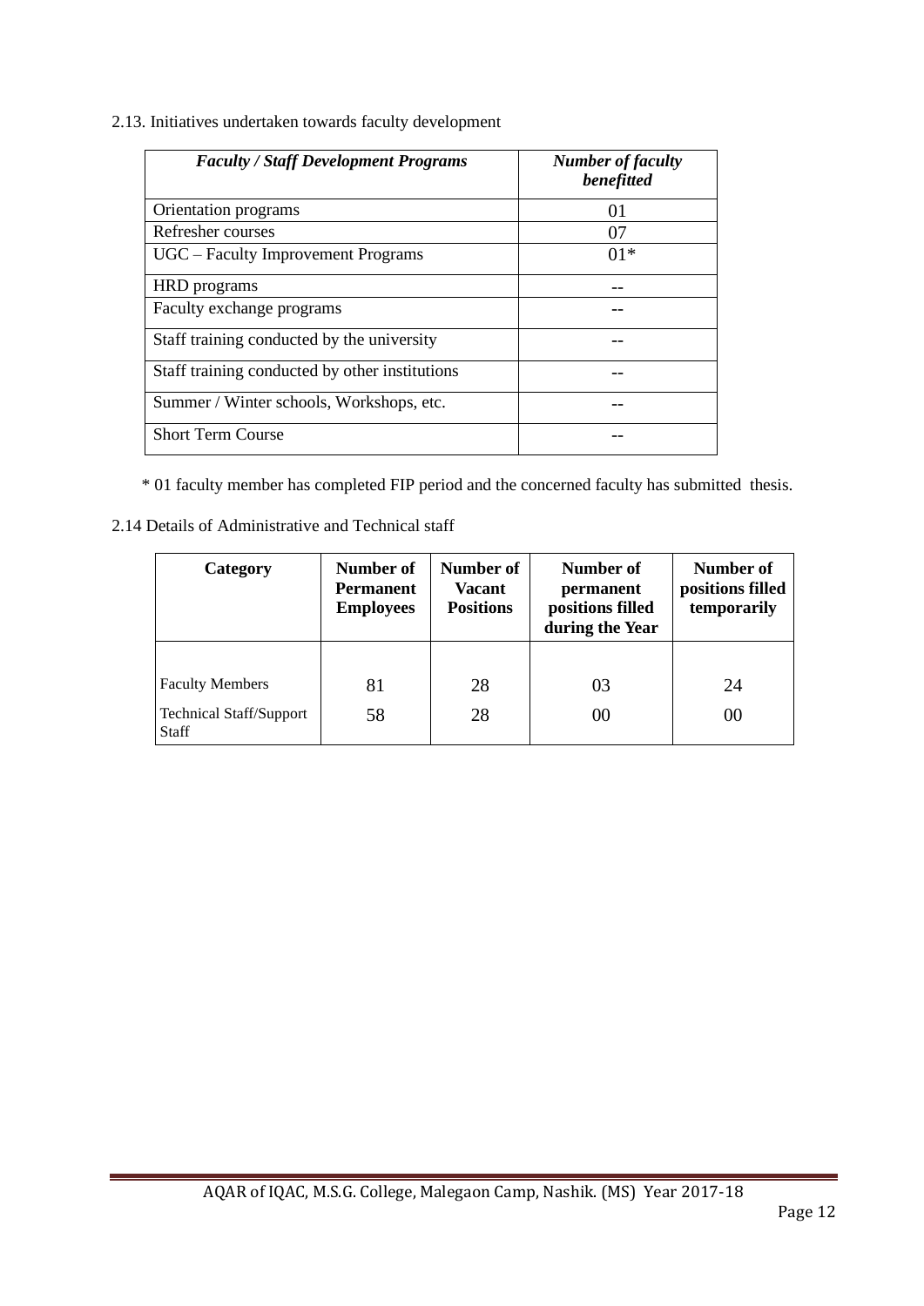2.13. Initiatives undertaken towards faculty development

| ***Faculty / Staff Development Programs*** | ***Number of faculty benefitted*** |
|---|---|
| Orientation programs | 01 |
| Refresher courses | 07 |
| UGC – Faculty Improvement Programs | 01* |
| HRD programs | -- |
| Faculty exchange programs | -- |
| Staff training conducted by the university | -- |
| Staff training conducted by other institutions | -- |
| Summer / Winter schools, Workshops, etc. | -- |
| Short Term Course | -- |

\* 01 faculty member has completed FIP period and the concerned faculty has submitted thesis.

2.14 Details of Administrative and Technical staff

| **Category** | **Number of Permanent Employees** | **Number of Vacant Positions** | **Number of permanent positions filled during the Year** | **Number of positions filled temporarily** |
|---|---|---|---|---|
| Faculty Members | 81 | 28 | 03 | 24 |
| Technical Staff/Support Staff | 58 | 28 | 00 | 00 |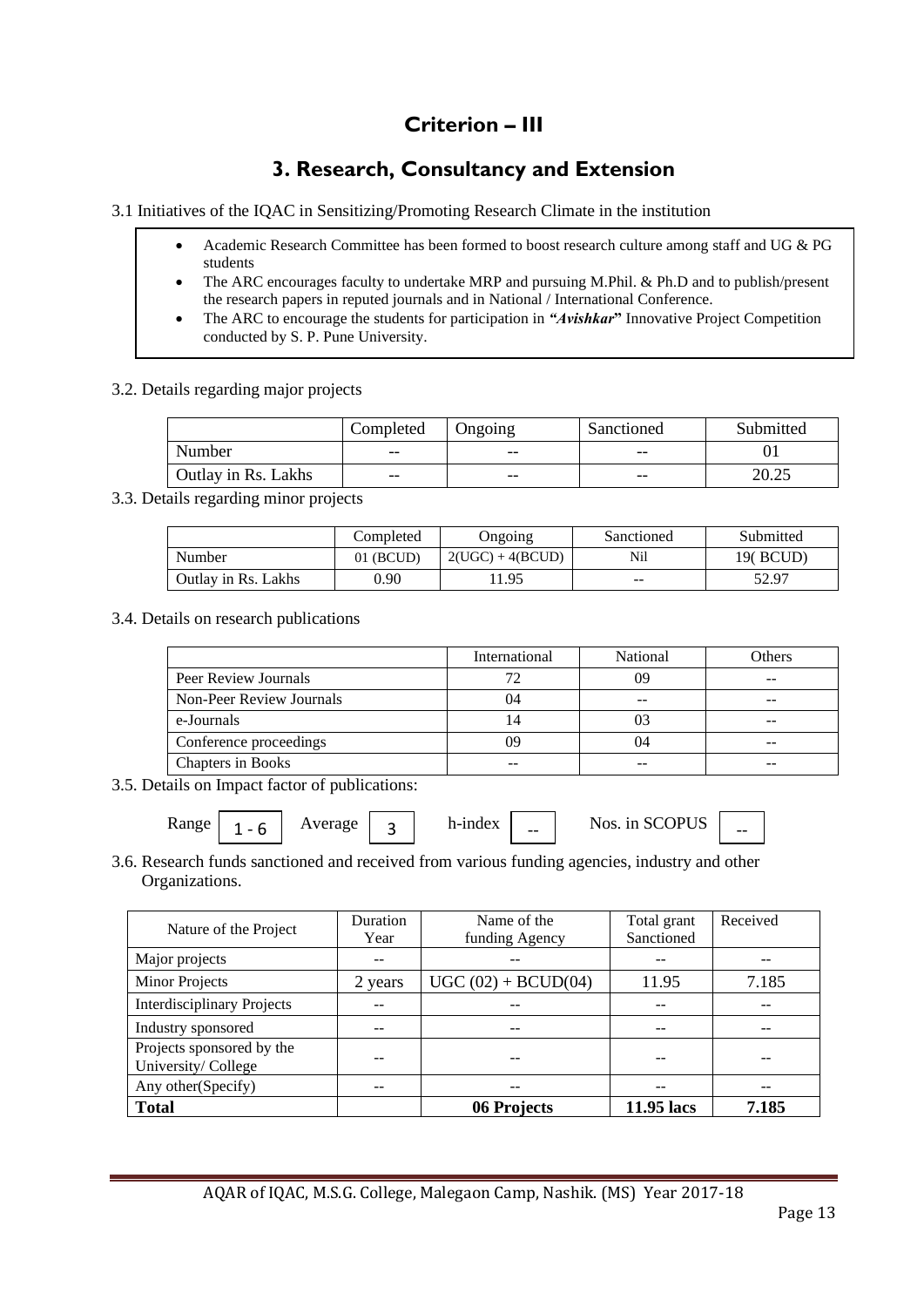# Criterion – III

## 3. Research, Consultancy and Extension

3.1 Initiatives of the IQAC in Sensitizing/Promoting Research Climate in the institution

- Academic Research Committee has been formed to boost research culture among staff and UG & PG students
- The ARC encourages faculty to undertake MRP and pursuing M.Phil. & Ph.D and to publish/present the research papers in reputed journals and in National / International Conference.
- The ARC to encourage the students for participation in ***"Avishkar"*** Innovative Project Competition conducted by S. P. Pune University.

3.2. Details regarding major projects

| | Completed | Ongoing | Sanctioned | Submitted |
|---|---|---|---|---|
| Number | -- | -- | -- | 01 |
| Outlay in Rs. Lakhs | -- | -- | -- | 20.25 |

3.3. Details regarding minor projects

| | Completed | Ongoing | Sanctioned | Submitted |
|---|---|---|---|---|
| Number | 01 (BCUD) | 2(UGC) + 4(BCUD) | Nil | 19( BCUD) |
| Outlay in Rs. Lakhs | 0.90 | 11.95 | -- | 52.97 |

3.4. Details on research publications

| | International | National | Others |
|---|---|---|---|
| Peer Review Journals | 72 | 09 | -- |
| Non-Peer Review Journals | 04 | -- | -- |
| e-Journals | 14 | 03 | -- |
| Conference proceedings | 09 | 04 | -- |
| Chapters in Books | -- | -- | -- |

3.5. Details on Impact factor of publications:

Range 1 - 6 Average 3 h-index -- Nos. in SCOPUS --

3.6. Research funds sanctioned and received from various funding agencies, industry and other Organizations.

| Nature of the Project | Duration Year | Name of the funding Agency | Total grant Sanctioned | Received |
|---|---|---|---|---|
| Major projects | -- | -- | -- | -- |
| Minor Projects | 2 years | UGC (02) + BCUD(04) | 11.95 | 7.185 |
| Interdisciplinary Projects | -- | -- | -- | -- |
| Industry sponsored | -- | -- | -- | -- |
| Projects sponsored by the University/ College | -- | -- | -- | -- |
| Any other(Specify) | -- | -- | -- | -- |
| **Total** | | **06 Projects** | **11.95 lacs** | **7.185** |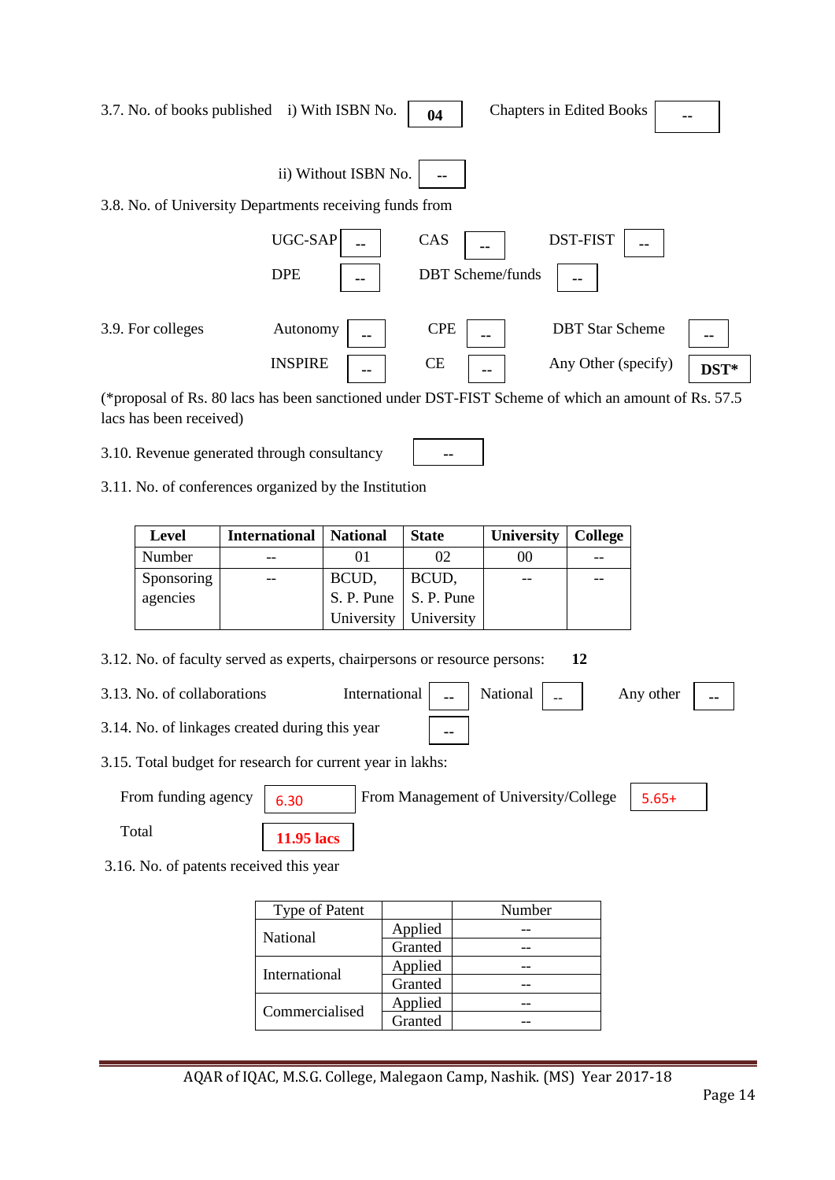3.7. No. of books published i) With ISBN No. **04** Chapters in Edited Books --

ii) Without ISBN No. --

3.8. No. of University Departments receiving funds from

UGC-SAP -- CAS -- DST-FIST --

DPE -- DBT Scheme/funds --

3.9. For colleges

Autonomy -- CPE -- DBT Star Scheme --

INSPIRE -- CE -- Any Other (specify) **DST***

(*proposal of Rs. 80 lacs has been sanctioned under DST-FIST Scheme of which an amount of Rs. 57.5 lacs has been received)

3.10. Revenue generated through consultancy --

3.11. No. of conferences organized by the Institution

| Level | International | National | State | University | College |
|---|---|---|---|---|---|
| Number | -- | 01 | 02 | 00 | -- |
| Sponsoring agencies | -- | BCUD, S. P. Pune University | BCUD, S. P. Pune University | -- | -- |

3.12. No. of faculty served as experts, chairpersons or resource persons: **12**

3.13. No. of collaborations International -- National -- Any other --

3.14. No. of linkages created during this year --

3.15. Total budget for research for current year in lakhs:

From funding agency 6.30 From Management of University/College 5.65+

Total **11.95 lacs**

3.16. No. of patents received this year

| Type of Patent | | Number |
|---|---|---|
| National | Applied | -- |
| | Granted | -- |
| International | Applied | -- |
| | Granted | -- |
| Commercialised | Applied | -- |
| | Granted | -- |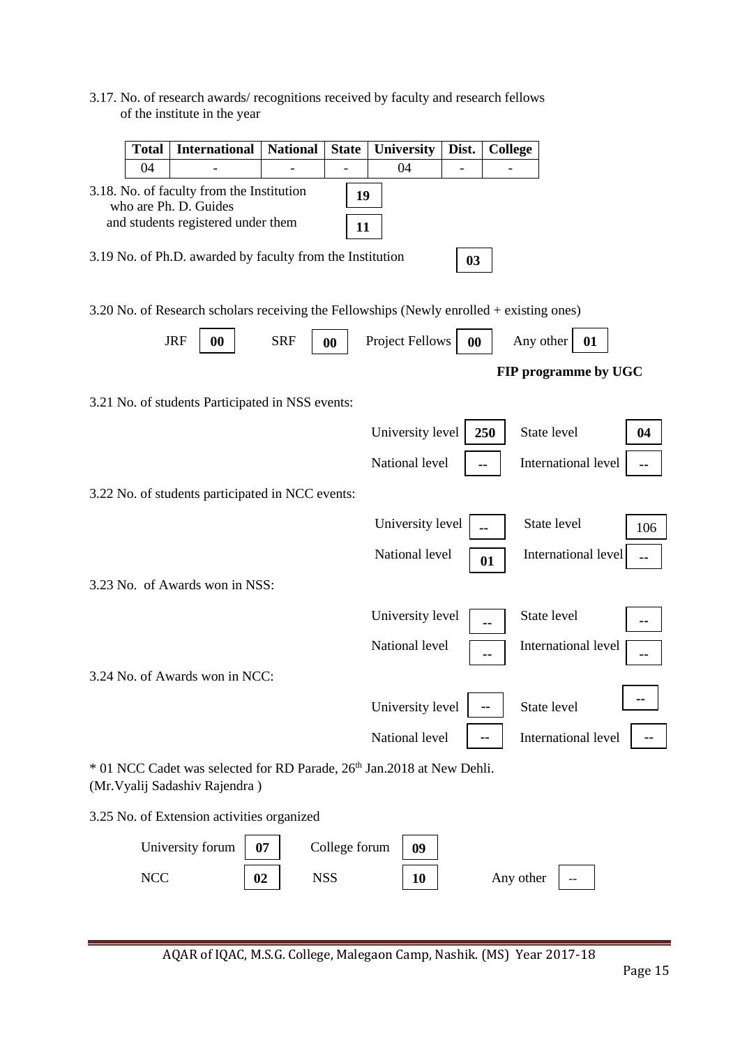3.17. No. of research awards/ recognitions received by faculty and research fellows of the institute in the year

| Total | International | National | State | University | Dist. | College |
|---|---|---|---|---|---|---|
| 04 | - | - | - | 04 | - | - |

3.18. No. of faculty from the Institution who are Ph. D. Guides **19**

and students registered under them **11**

3.19 No. of Ph.D. awarded by faculty from the Institution **03**

3.20 No. of Research scholars receiving the Fellowships (Newly enrolled + existing ones)

JRF **00** SRF **00** Project Fellows **00** Any other **01**

**FIP programme by UGC**

3.21 No. of students Participated in NSS events:

| | | | |
|---|---|---|---|
| University level | **250** | State level | **04** |
| National level | **--** | International level | **--** |

3.22 No. of students participated in NCC events:

| | | | |
|---|---|---|---|
| University level | **--** | State level | 106 |
| National level | **01** | International level | **--** |

3.23 No. of Awards won in NSS:

| | | | |
|---|---|---|---|
| University level | **--** | State level | -- |
| National level | **--** | International level | **--** |

3.24 No. of Awards won in NCC:

| | | | |
|---|---|---|---|
| University level | -- | State level | -- |
| National level | -- | International level | -- |

* 01 NCC Cadet was selected for RD Parade, 26th Jan.2018 at New Dehli. (Mr.Vyalij Sadashiv Rajendra )

3.25 No. of Extension activities organized

| | | | | | |
|---|---|---|---|---|---|
| University forum | **07** | College forum | **09** | | |
| NCC | **02** | NSS | **10** | Any other | -- |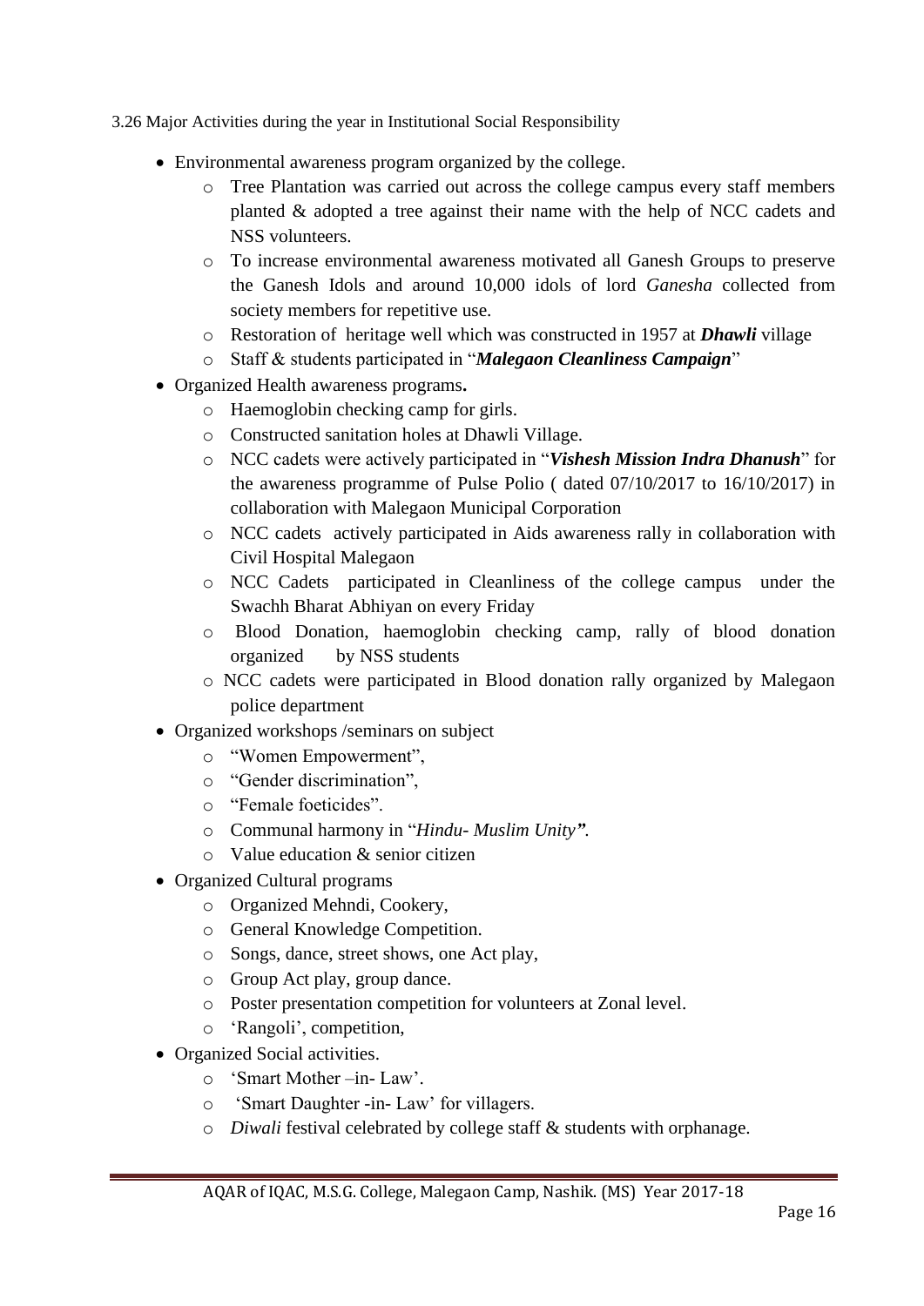3.26 Major Activities during the year in Institutional Social Responsibility

- Environmental awareness program organized by the college.
  - Tree Plantation was carried out across the college campus every staff members planted & adopted a tree against their name with the help of NCC cadets and NSS volunteers.
  - To increase environmental awareness motivated all Ganesh Groups to preserve the Ganesh Idols and around 10,000 idols of lord *Ganesha* collected from society members for repetitive use.
  - Restoration of heritage well which was constructed in 1957 at ***Dhawli*** village
  - Staff & students participated in "***Malegaon Cleanliness Campaign***"
- Organized Health awareness programs**.**
  - Haemoglobin checking camp for girls.
  - Constructed sanitation holes at Dhawli Village.
  - NCC cadets were actively participated in "***Vishesh Mission Indra Dhanush***" for the awareness programme of Pulse Polio ( dated 07/10/2017 to 16/10/2017) in collaboration with Malegaon Municipal Corporation
  - NCC cadets actively participated in Aids awareness rally in collaboration with Civil Hospital Malegaon
  - NCC Cadets participated in Cleanliness of the college campus under the Swachh Bharat Abhiyan on every Friday
  - Blood Donation, haemoglobin checking camp, rally of blood donation organized by NSS students
  - NCC cadets were participated in Blood donation rally organized by Malegaon police department
- Organized workshops /seminars on subject
  - "Women Empowerment",
  - "Gender discrimination",
  - "Female foeticides".
  - Communal harmony in "*Hindu- Muslim Unity***"**.
  - Value education & senior citizen
- Organized Cultural programs
  - Organized Mehndi, Cookery,
  - General Knowledge Competition.
  - Songs, dance, street shows, one Act play,
  - Group Act play, group dance.
  - Poster presentation competition for volunteers at Zonal level.
  - 'Rangoli', competition,
- Organized Social activities.
  - 'Smart Mother –in- Law'.
  - 'Smart Daughter -in- Law' for villagers.
  - *Diwali* festival celebrated by college staff & students with orphanage.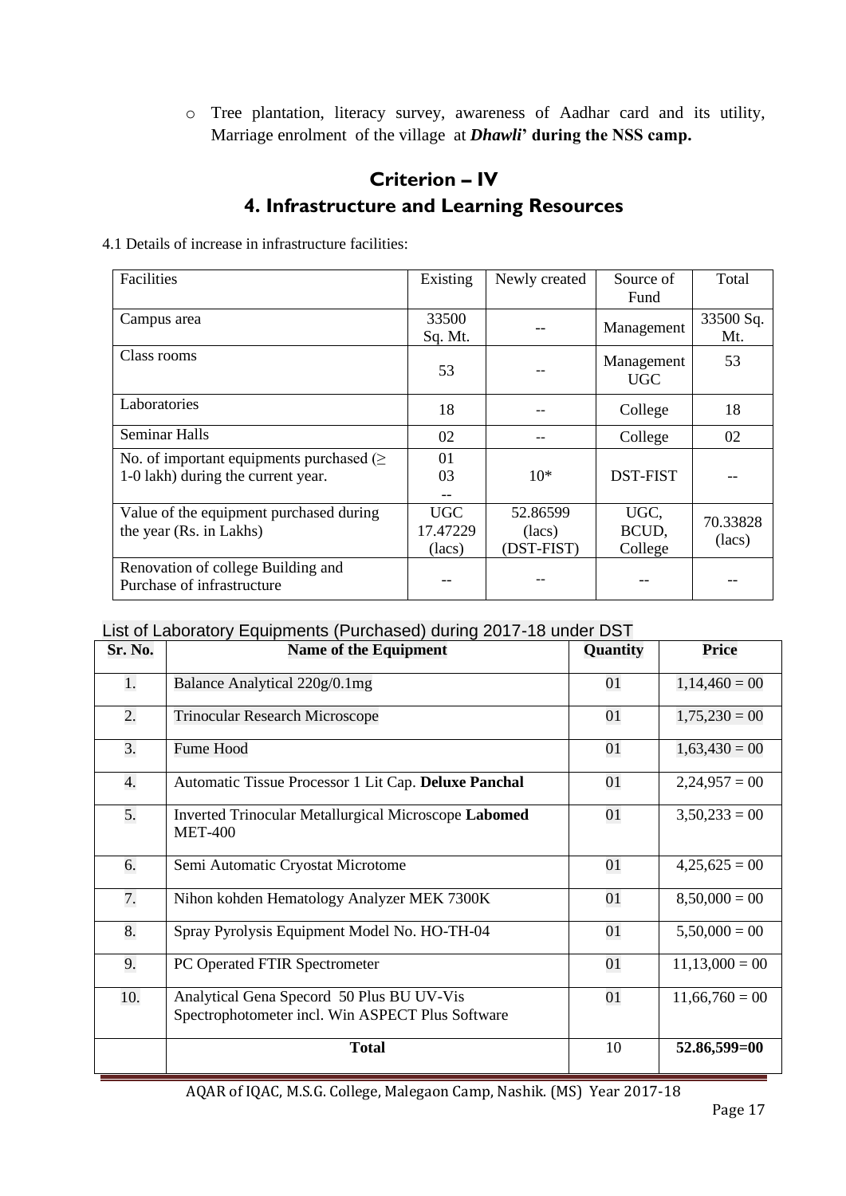- Tree plantation, literacy survey, awareness of Aadhar card and its utility, Marriage enrolment of the village at ***Dhawli*' during the NSS camp.**

# Criterion – IV

## 4. Infrastructure and Learning Resources

4.1 Details of increase in infrastructure facilities:

| Facilities | Existing | Newly created | Source of Fund | Total |
|---|---|---|---|---|
| Campus area | 33500 Sq. Mt. | -- | Management | 33500 Sq. Mt. |
| Class rooms | 53 | -- | Management UGC | 53 |
| Laboratories | 18 | -- | College | 18 |
| Seminar Halls | 02 | -- | College | 02 |
| No. of important equipments purchased (≥ 1-0 lakh) during the current year. | 01<br>03<br>-- | 10* | DST-FIST | -- |
| Value of the equipment purchased during the year (Rs. in Lakhs) | UGC 17.47229 (lacs) | 52.86599 (lacs) (DST-FIST) | UGC, BCUD, College | 70.33828 (lacs) |
| Renovation of college Building and Purchase of infrastructure | -- | -- | -- | -- |

List of Laboratory Equipments (Purchased) during 2017-18 under DST

| Sr. No. | Name of the Equipment | Quantity | Price |
|---|---|---|---|
| 1. | Balance Analytical 220g/0.1mg | 01 | 1,14,460 = 00 |
| 2. | Trinocular Research Microscope | 01 | 1,75,230 = 00 |
| 3. | Fume Hood | 01 | 1,63,430 = 00 |
| 4. | Automatic Tissue Processor 1 Lit Cap. **Deluxe Panchal** | 01 | 2,24,957 = 00 |
| 5. | Inverted Trinocular Metallurgical Microscope **Labomed** MET-400 | 01 | 3,50,233 = 00 |
| 6. | Semi Automatic Cryostat Microtome | 01 | 4,25,625 = 00 |
| 7. | Nihon kohden Hematology Analyzer MEK 7300K | 01 | 8,50,000 = 00 |
| 8. | Spray Pyrolysis Equipment Model No. HO-TH-04 | 01 | 5,50,000 = 00 |
| 9. | PC Operated FTIR Spectrometer | 01 | 11,13,000 = 00 |
| 10. | Analytical Gena Specord 50 Plus BU UV-Vis Spectrophotometer incl. Win ASPECT Plus Software | 01 | 11,66,760 = 00 |
| | **Total** | 10 | **52.86,599=00** |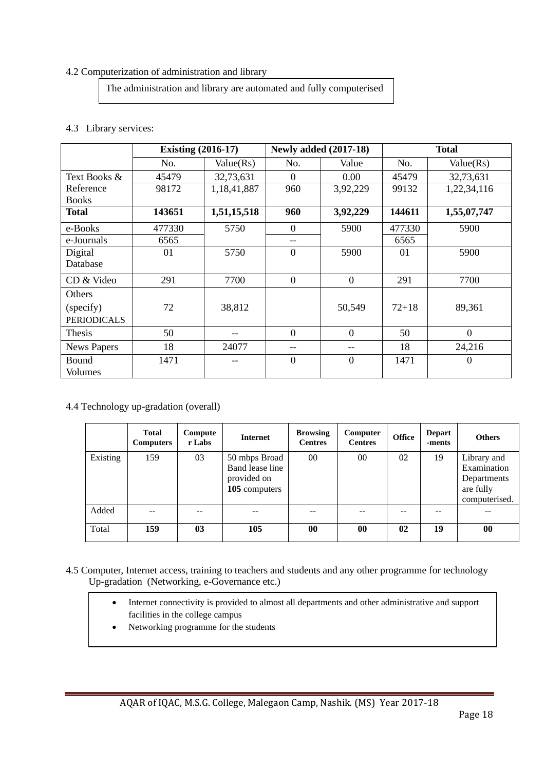4.2 Computerization of administration and library

The administration and library are automated and fully computerised

4.3 Library services:

| | Existing (2016-17) | | Newly added (2017-18) | | Total | |
|---|---|---|---|---|---|---|
| | No. | Value(Rs) | No. | Value | No. | Value(Rs) |
| Text Books & | 45479 | 32,73,631 | 0 | 0.00 | 45479 | 32,73,631 |
| Reference Books | 98172 | 1,18,41,887 | 960 | 3,92,229 | 99132 | 1,22,34,116 |
| **Total** | **143651** | **1,51,15,518** | **960** | **3,92,229** | **144611** | **1,55,07,747** |
| e-Books | 477330 | 5750 | 0 | 5900 | 477330 | 5900 |
| e-Journals | 6565 | | -- | | 6565 | |
| Digital Database | 01 | 5750 | 0 | 5900 | 01 | 5900 |
| CD & Video | 291 | 7700 | 0 | 0 | 291 | 7700 |
| Others (specify) PERIODICALS | 72 | 38,812 | | 50,549 | 72+18 | 89,361 |
| Thesis | 50 | -- | 0 | 0 | 50 | 0 |
| News Papers | 18 | 24077 | -- | -- | 18 | 24,216 |
| Bound Volumes | 1471 | -- | 0 | 0 | 1471 | 0 |

4.4 Technology up-gradation (overall)

| | Total Computers | Computer Labs | Internet | Browsing Centres | Computer Centres | Office | Depart-ments | Others |
|---|---|---|---|---|---|---|---|---|
| Existing | 159 | 03 | 50 mbps Broad Band lease line provided on **105** computers | 00 | 00 | 02 | 19 | Library and Examination Departments are fully computerised. |
| Added | -- | -- | -- | -- | -- | -- | -- | -- |
| Total | **159** | **03** | **105** | **00** | **00** | **02** | **19** | **00** |

4.5 Computer, Internet access, training to teachers and students and any other programme for technology Up-gradation (Networking, e-Governance etc.)

- Internet connectivity is provided to almost all departments and other administrative and support facilities in the college campus
- Networking programme for the students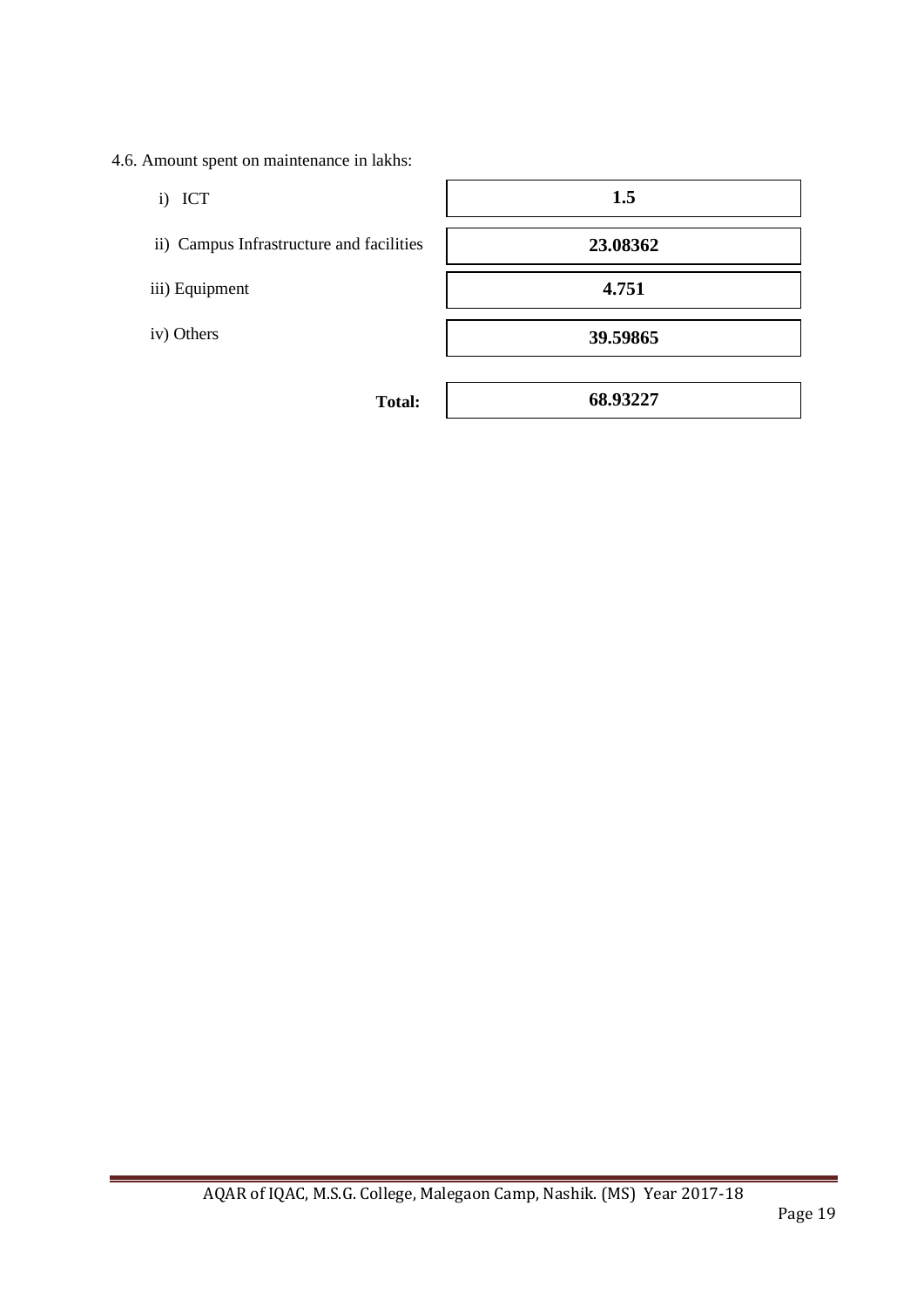4.6. Amount spent on maintenance in lakhs:

| | |
|---|---|
| i) ICT | **1.5** |
| ii) Campus Infrastructure and facilities | **23.08362** |
| iii) Equipment | **4.751** |
| iv) Others | **39.59865** |
| **Total:** | **68.93227** |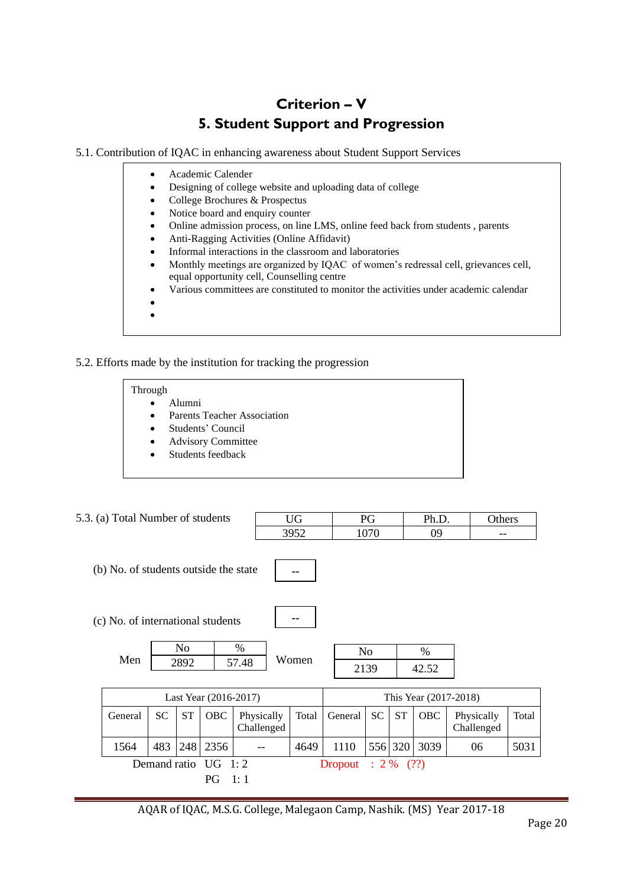# Criterion – V

## 5. Student Support and Progression

5.1. Contribution of IQAC in enhancing awareness about Student Support Services

- Academic Calender
- Designing of college website and uploading data of college
- College Brochures & Prospectus
- Notice board and enquiry counter
- Online admission process, on line LMS, online feed back from students , parents
- Anti-Ragging Activities (Online Affidavit)
- Informal interactions in the classroom and laboratories
- Monthly meetings are organized by IQAC of women's redressal cell, grievances cell, equal opportunity cell, Counselling centre
- Various committees are constituted to monitor the activities under academic calendar

5.2. Efforts made by the institution for tracking the progression

Through

- Alumni
- Parents Teacher Association
- Students' Council
- Advisory Committee
- Students feedback

5.3. (a) Total Number of students

| UG | PG | Ph.D. | Others |
|---|---|---|---|
| 3952 | 1070 | 09 | -- |

(b) No. of students outside the state: --

(c) No. of international students: --

Men

| No | % |
|---|---|
| 2892 | 57.48 |

Women

| No | % |
|---|---|
| 2139 | 42.52 |

| Last Year (2016-2017) | | | | | | This Year (2017-2018) | | | | | |
|---|---|---|---|---|---|---|---|---|---|---|---|
| General | SC | ST | OBC | Physically Challenged | Total | General | SC | ST | OBC | Physically Challenged | Total |
| 1564 | 483 | 248 | 2356 | -- | 4649 | 1110 | 556 | 320 | 3039 | 06 | 5031 |

Demand ratio UG 1: 2
PG 1: 1

Dropout : 2 % (??)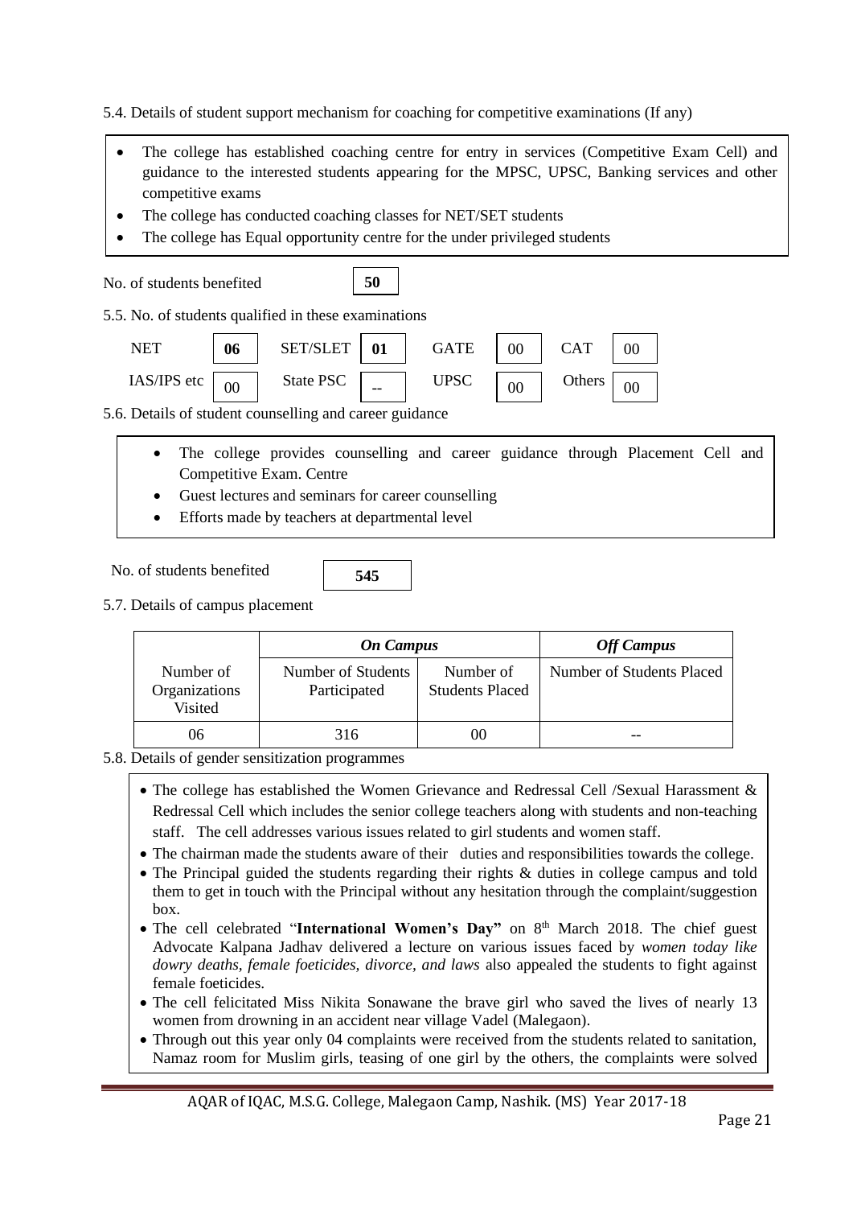5.4. Details of student support mechanism for coaching for competitive examinations (If any)

- The college has established coaching centre for entry in services (Competitive Exam Cell) and guidance to the interested students appearing for the MPSC, UPSC, Banking services and other competitive exams
- The college has conducted coaching classes for NET/SET students
- The college has Equal opportunity centre for the under privileged students

No. of students benefited **50**

5.5. No. of students qualified in these examinations

| | | | | | | | |
|---|---|---|---|---|---|---|---|
| NET | **06** | SET/SLET | **01** | GATE | 00 | CAT | 00 |
| IAS/IPS etc | 00 | State PSC | -- | UPSC | 00 | Others | 00 |

5.6. Details of student counselling and career guidance

- The college provides counselling and career guidance through Placement Cell and Competitive Exam. Centre
- Guest lectures and seminars for career counselling
- Efforts made by teachers at departmental level

No. of students benefited **545**

5.7. Details of campus placement

| | ***On Campus*** | | ***Off Campus*** |
|---|---|---|---|
| Number of Organizations Visited | Number of Students Participated | Number of Students Placed | Number of Students Placed |
| 06 | 316 | 00 | -- |

5.8. Details of gender sensitization programmes

- The college has established the Women Grievance and Redressal Cell /Sexual Harassment & Redressal Cell which includes the senior college teachers along with students and non-teaching staff. The cell addresses various issues related to girl students and women staff.
- The chairman made the students aware of their duties and responsibilities towards the college.
- The Principal guided the students regarding their rights & duties in college campus and told them to get in touch with the Principal without any hesitation through the complaint/suggestion box.
- The cell celebrated "**International Women's Day"** on 8th March 2018. The chief guest Advocate Kalpana Jadhav delivered a lecture on various issues faced by *women today like dowry deaths, female foeticides, divorce, and laws* also appealed the students to fight against female foeticides.
- The cell felicitated Miss Nikita Sonawane the brave girl who saved the lives of nearly 13 women from drowning in an accident near village Vadel (Malegaon).
- Through out this year only 04 complaints were received from the students related to sanitation, Namaz room for Muslim girls, teasing of one girl by the others, the complaints were solved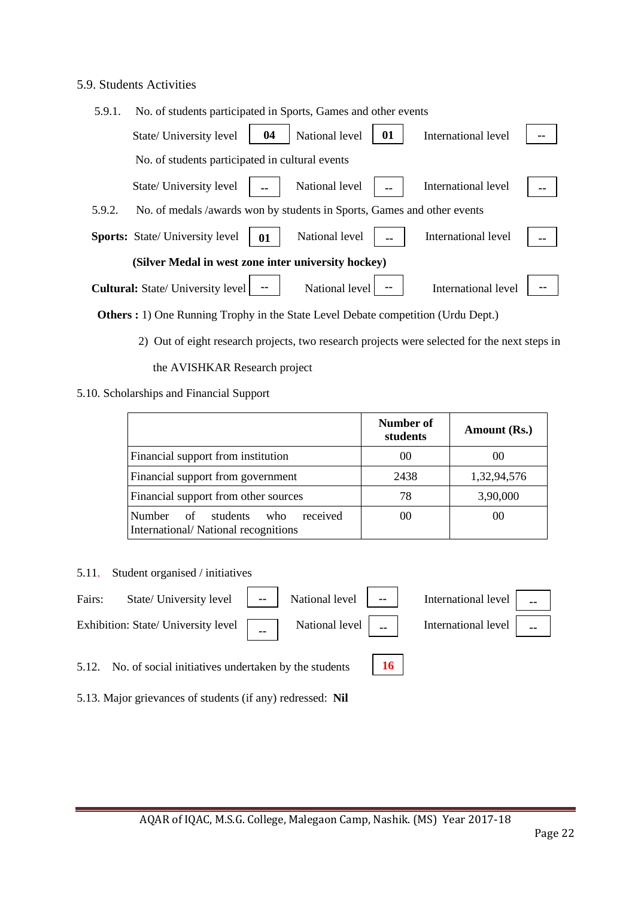5.9. Students Activities

5.9.1. No. of students participated in Sports, Games and other events

State/ University level **04** National level **01** International level --

No. of students participated in cultural events

State/ University level -- National level -- International level --

5.9.2. No. of medals /awards won by students in Sports, Games and other events

**Sports:** State/ University level **01** National level -- International level --

**(Silver Medal in west zone inter university hockey)**

**Cultural:** State/ University level -- National level -- International level --

**Others :** 1) One Running Trophy in the State Level Debate competition (Urdu Dept.)

2) Out of eight research projects, two research projects were selected for the next steps in the AVISHKAR Research project

5.10. Scholarships and Financial Support

| | **Number of students** | **Amount (Rs.)** |
|---|---|---|
| Financial support from institution | 00 | 00 |
| Financial support from government | 2438 | 1,32,94,576 |
| Financial support from other sources | 78 | 3,90,000 |
| Number of students who received International/ National recognitions | 00 | 00 |

5.11. Student organised / initiatives

Fairs: State/ University level -- National level -- International level --

Exhibition: State/ University level -- National level -- International level --

5.12. No. of social initiatives undertaken by the students **16**

5.13. Major grievances of students (if any) redressed: **Nil**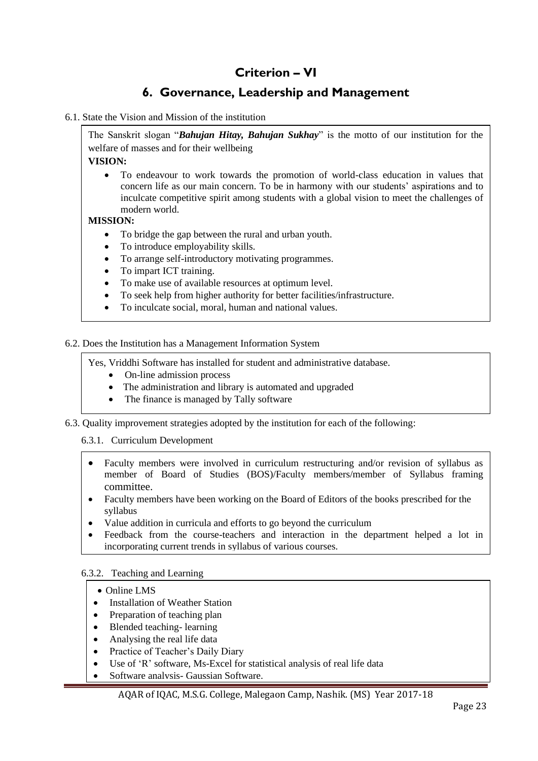# Criterion – VI

## 6. Governance, Leadership and Management

6.1. State the Vision and Mission of the institution

The Sanskrit slogan "***Bahujan Hitay, Bahujan Sukhay***" is the motto of our institution for the welfare of masses and for their wellbeing

**VISION:**

- To endeavour to work towards the promotion of world-class education in values that concern life as our main concern. To be in harmony with our students' aspirations and to inculcate competitive spirit among students with a global vision to meet the challenges of modern world.

**MISSION:**

- To bridge the gap between the rural and urban youth.
- To introduce employability skills.
- To arrange self-introductory motivating programmes.
- To impart ICT training.
- To make use of available resources at optimum level.
- To seek help from higher authority for better facilities/infrastructure.
- To inculcate social, moral, human and national values.

6.2. Does the Institution has a Management Information System

Yes, Vriddhi Software has installed for student and administrative database.

- On-line admission process
- The administration and library is automated and upgraded
- The finance is managed by Tally software

6.3. Quality improvement strategies adopted by the institution for each of the following:

6.3.1. Curriculum Development

- Faculty members were involved in curriculum restructuring and/or revision of syllabus as member of Board of Studies (BOS)/Faculty members/member of Syllabus framing committee.
- Faculty members have been working on the Board of Editors of the books prescribed for the syllabus
- Value addition in curricula and efforts to go beyond the curriculum
- Feedback from the course-teachers and interaction in the department helped a lot in incorporating current trends in syllabus of various courses.

6.3.2. Teaching and Learning

- Online LMS
- Installation of Weather Station
- Preparation of teaching plan
- Blended teaching- learning
- Analysing the real life data
- Practice of Teacher's Daily Diary
- Use of 'R' software, Ms-Excel for statistical analysis of real life data
- Software analysis- Gaussian Software.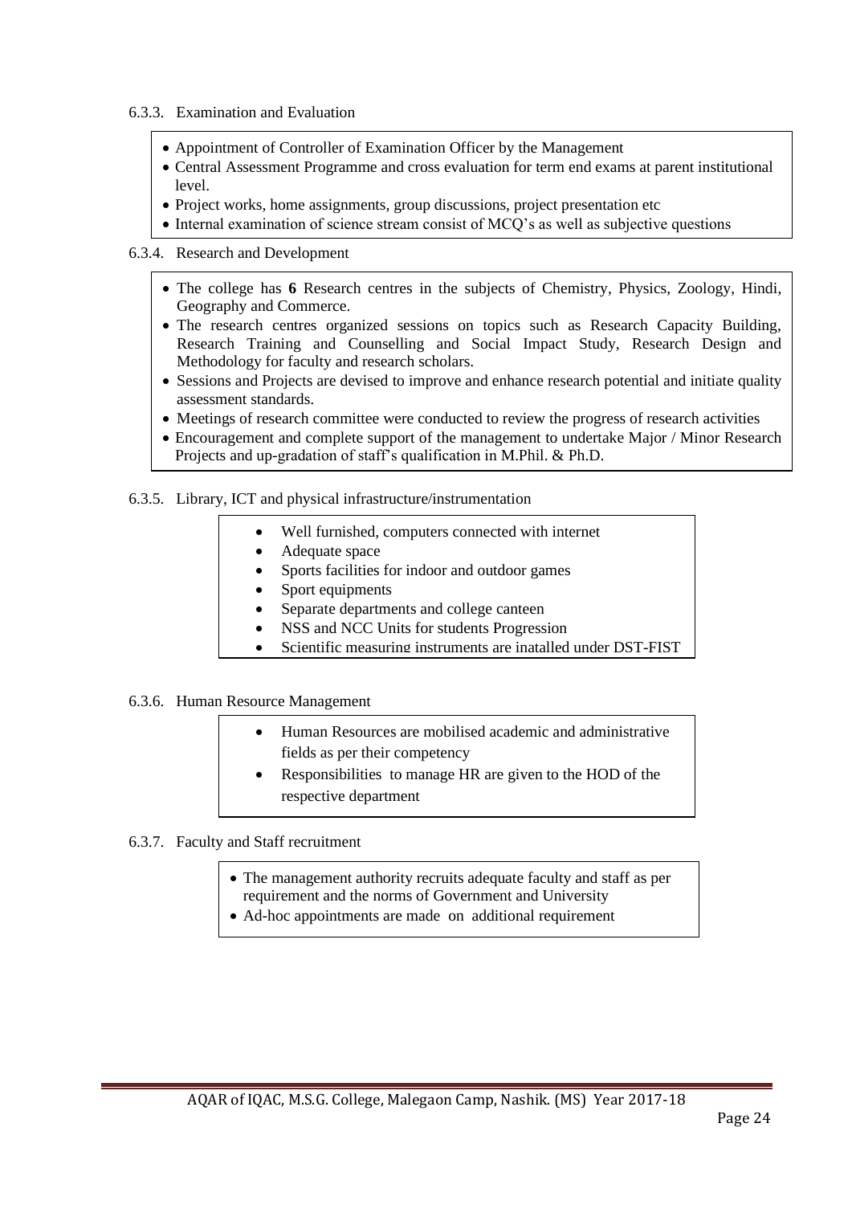6.3.3. Examination and Evaluation

- Appointment of Controller of Examination Officer by the Management
- Central Assessment Programme and cross evaluation for term end exams at parent institutional level.
- Project works, home assignments, group discussions, project presentation etc
- Internal examination of science stream consist of MCQ's as well as subjective questions

6.3.4. Research and Development

- The college has **6** Research centres in the subjects of Chemistry, Physics, Zoology, Hindi, Geography and Commerce.
- The research centres organized sessions on topics such as Research Capacity Building, Research Training and Counselling and Social Impact Study, Research Design and Methodology for faculty and research scholars.
- Sessions and Projects are devised to improve and enhance research potential and initiate quality assessment standards.
- Meetings of research committee were conducted to review the progress of research activities
- Encouragement and complete support of the management to undertake Major / Minor Research Projects and up-gradation of staff's qualification in M.Phil. & Ph.D.

6.3.5. Library, ICT and physical infrastructure/instrumentation

- Well furnished, computers connected with internet
- Adequate space
- Sports facilities for indoor and outdoor games
- Sport equipments
- Separate departments and college canteen
- NSS and NCC Units for students Progression
- Scientific measuring instruments are inatalled under DST-FIST

6.3.6. Human Resource Management

- Human Resources are mobilised academic and administrative fields as per their competency
- Responsibilities to manage HR are given to the HOD of the respective department

6.3.7. Faculty and Staff recruitment

- The management authority recruits adequate faculty and staff as per requirement and the norms of Government and University
- Ad-hoc appointments are made on additional requirement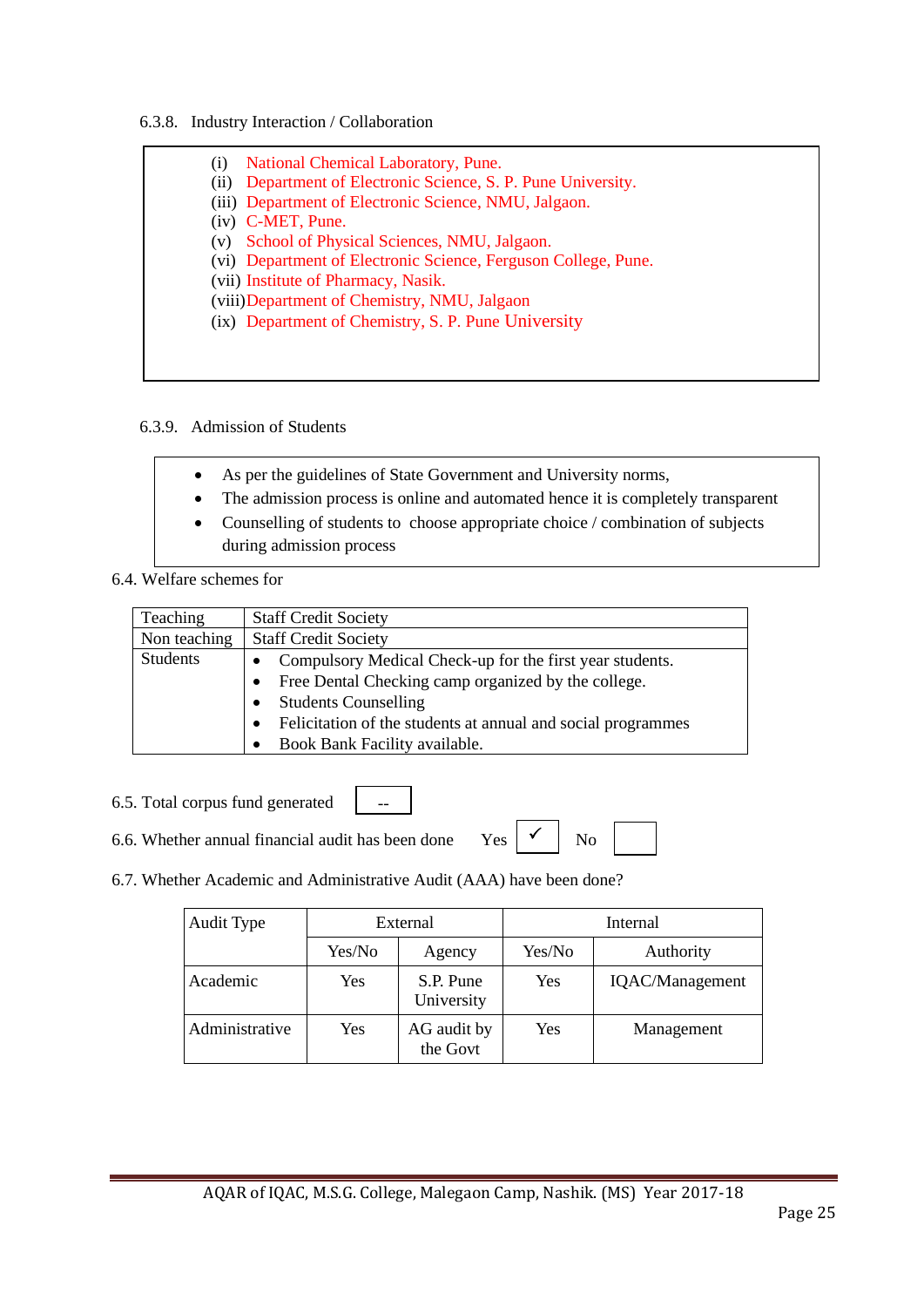6.3.8. Industry Interaction / Collaboration

(i) National Chemical Laboratory, Pune.
(ii) Department of Electronic Science, S. P. Pune University.
(iii) Department of Electronic Science, NMU, Jalgaon.
(iv) C-MET, Pune.
(v) School of Physical Sciences, NMU, Jalgaon.
(vi) Department of Electronic Science, Ferguson College, Pune.
(vii) Institute of Pharmacy, Nasik.
(viii) Department of Chemistry, NMU, Jalgaon
(ix) Department of Chemistry, S. P. Pune University

6.3.9. Admission of Students

- As per the guidelines of State Government and University norms,
- The admission process is online and automated hence it is completely transparent
- Counselling of students to choose appropriate choice / combination of subjects during admission process

6.4. Welfare schemes for

| | |
|---|---|
| Teaching | Staff Credit Society |
| Non teaching | Staff Credit Society |
| Students | • Compulsory Medical Check-up for the first year students.<br>• Free Dental Checking camp organized by the college.<br>• Students Counselling<br>• Felicitation of the students at annual and social programmes<br>• Book Bank Facility available. |

6.5. Total corpus fund generated: --

6.6. Whether annual financial audit has been done Yes ✓ No

6.7. Whether Academic and Administrative Audit (AAA) have been done?

| Audit Type | External | | Internal | |
|---|---|---|---|---|
| | Yes/No | Agency | Yes/No | Authority |
| Academic | Yes | S.P. Pune University | Yes | IQAC/Management |
| Administrative | Yes | AG audit by the Govt | Yes | Management |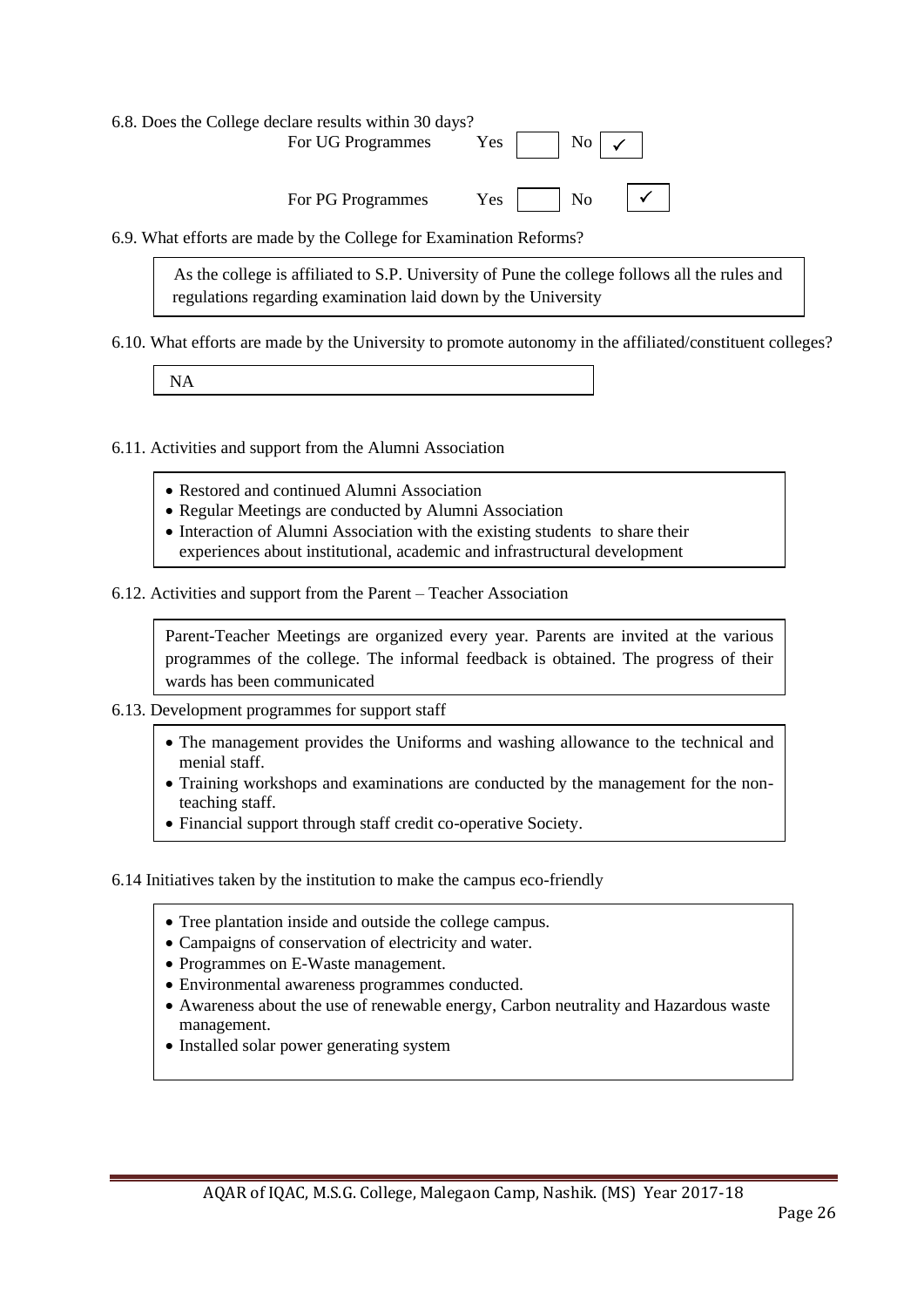6.8. Does the College declare results within 30 days?

| | Yes | No |
|---|---|---|
| For UG Programmes | | ✓ |
| For PG Programmes | | ✓ |

6.9. What efforts are made by the College for Examination Reforms?

As the college is affiliated to S.P. University of Pune the college follows all the rules and regulations regarding examination laid down by the University

6.10. What efforts are made by the University to promote autonomy in the affiliated/constituent colleges?

NA

6.11. Activities and support from the Alumni Association

- Restored and continued Alumni Association
- Regular Meetings are conducted by Alumni Association
- Interaction of Alumni Association with the existing students to share their experiences about institutional, academic and infrastructural development

6.12. Activities and support from the Parent – Teacher Association

Parent-Teacher Meetings are organized every year. Parents are invited at the various programmes of the college. The informal feedback is obtained. The progress of their wards has been communicated

6.13. Development programmes for support staff

- The management provides the Uniforms and washing allowance to the technical and menial staff.
- Training workshops and examinations are conducted by the management for the non-teaching staff.
- Financial support through staff credit co-operative Society.

6.14 Initiatives taken by the institution to make the campus eco-friendly

- Tree plantation inside and outside the college campus.
- Campaigns of conservation of electricity and water.
- Programmes on E-Waste management.
- Environmental awareness programmes conducted.
- Awareness about the use of renewable energy, Carbon neutrality and Hazardous waste management.
- Installed solar power generating system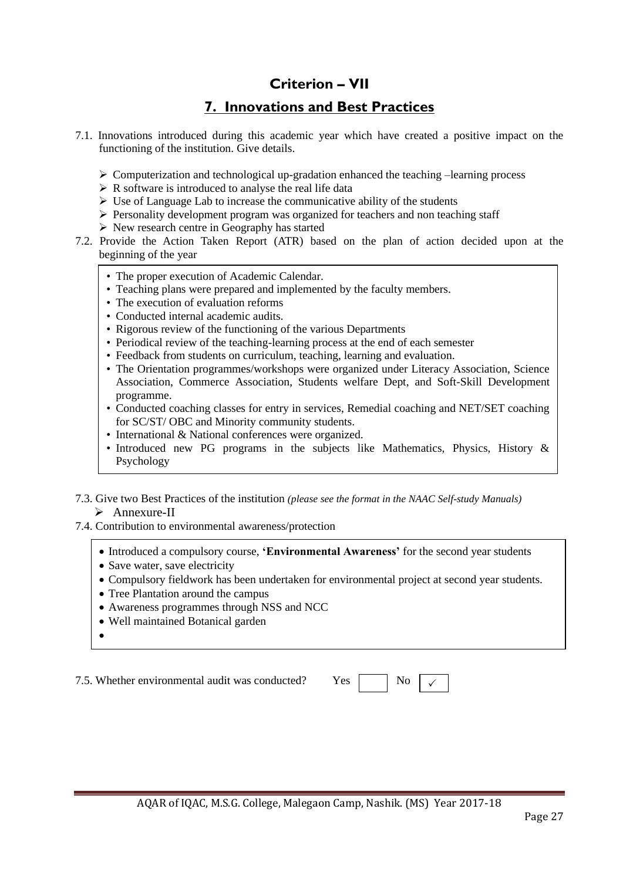# Criterion – VII

## 7. Innovations and Best Practices

7.1. Innovations introduced during this academic year which have created a positive impact on the functioning of the institution. Give details.

- Computerization and technological up-gradation enhanced the teaching –learning process
- R software is introduced to analyse the real life data
- Use of Language Lab to increase the communicative ability of the students
- Personality development program was organized for teachers and non teaching staff
- New research centre in Geography has started

7.2. Provide the Action Taken Report (ATR) based on the plan of action decided upon at the beginning of the year

- The proper execution of Academic Calendar.
- Teaching plans were prepared and implemented by the faculty members.
- The execution of evaluation reforms
- Conducted internal academic audits.
- Rigorous review of the functioning of the various Departments
- Periodical review of the teaching-learning process at the end of each semester
- Feedback from students on curriculum, teaching, learning and evaluation.
- The Orientation programmes/workshops were organized under Literacy Association, Science Association, Commerce Association, Students welfare Dept, and Soft-Skill Development programme.
- Conducted coaching classes for entry in services, Remedial coaching and NET/SET coaching for SC/ST/ OBC and Minority community students.
- International & National conferences were organized.
- Introduced new PG programs in the subjects like Mathematics, Physics, History & Psychology

7.3. Give two Best Practices of the institution *(please see the format in the NAAC Self-study Manuals)*

- Annexure-II

7.4. Contribution to environmental awareness/protection

- Introduced a compulsory course, **'Environmental Awareness'** for the second year students
- Save water, save electricity
- Compulsory fieldwork has been undertaken for environmental project at second year students.
- Tree Plantation around the campus
- Awareness programmes through NSS and NCC
- Well maintained Botanical garden

7.5. Whether environmental audit was conducted? Yes [ ] No [✓]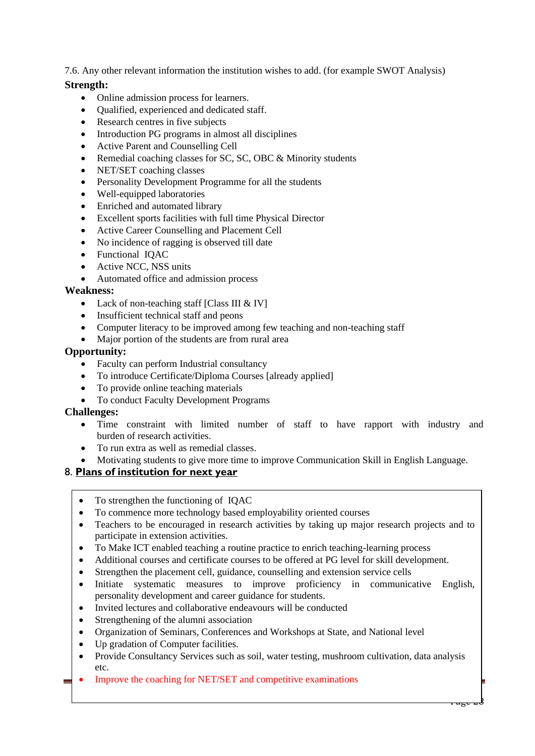7.6. Any other relevant information the institution wishes to add. (for example SWOT Analysis)

**Strength:**

- Online admission process for learners.
- Qualified, experienced and dedicated staff.
- Research centres in five subjects
- Introduction PG programs in almost all disciplines
- Active Parent and Counselling Cell
- Remedial coaching classes for SC, SC, OBC & Minority students
- NET/SET coaching classes
- Personality Development Programme for all the students
- Well-equipped laboratories
- Enriched and automated library
- Excellent sports facilities with full time Physical Director
- Active Career Counselling and Placement Cell
- No incidence of ragging is observed till date
- Functional IQAC
- Active NCC, NSS units
- Automated office and admission process

**Weakness:**

- Lack of non-teaching staff [Class III & IV]
- Insufficient technical staff and peons
- Computer literacy to be improved among few teaching and non-teaching staff
- Major portion of the students are from rural area

**Opportunity:**

- Faculty can perform Industrial consultancy
- To introduce Certificate/Diploma Courses [already applied]
- To provide online teaching materials
- To conduct Faculty Development Programs

**Challenges:**

- Time constraint with limited number of staff to have rapport with industry and burden of research activities.
- To run extra as well as remedial classes.
- Motivating students to give more time to improve Communication Skill in English Language.

## 8. **Plans of institution for next year**

- To strengthen the functioning of IQAC
- To commence more technology based employability oriented courses
- Teachers to be encouraged in research activities by taking up major research projects and to participate in extension activities.
- To Make ICT enabled teaching a routine practice to enrich teaching-learning process
- Additional courses and certificate courses to be offered at PG level for skill development.
- Strengthen the placement cell, guidance, counselling and extension service cells
- Initiate systematic measures to improve proficiency in communicative English, personality development and career guidance for students.
- Invited lectures and collaborative endeavours will be conducted
- Strengthening of the alumni association
- Organization of Seminars, Conferences and Workshops at State, and National level
- Up gradation of Computer facilities.
- Provide Consultancy Services such as soil, water testing, mushroom cultivation, data analysis etc.
- Improve the coaching for NET/SET and competitive examinations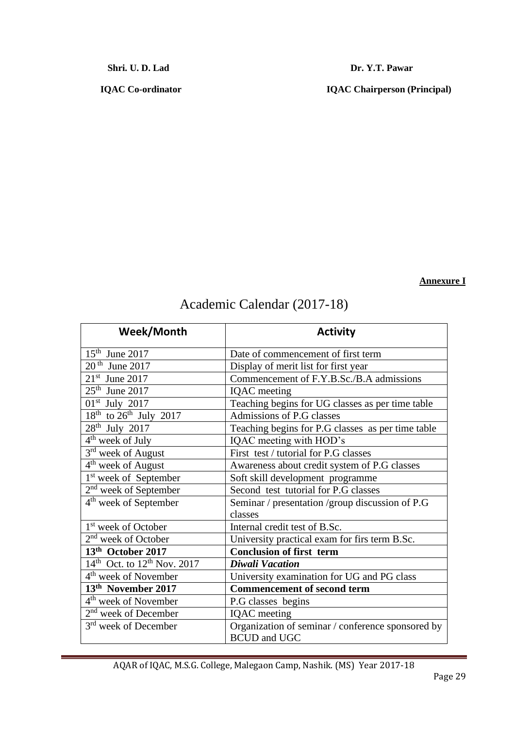**Shri. U. D. Lad** — **IQAC Co-ordinator**

**Dr. Y.T. Pawar** — **IQAC Chairperson (Principal)**

**Annexure I**

# Academic Calendar (2017-18)

| Week/Month | Activity |
|---|---|
| 15th June 2017 | Date of commencement of first term |
| 20th June 2017 | Display of merit list for first year |
| 21st June 2017 | Commencement of F.Y.B.Sc./B.A admissions |
| 25th June 2017 | IQAC meeting |
| 01st July 2017 | Teaching begins for UG classes as per time table |
| 18th to 26th July 2017 | Admissions of P.G classes |
| 28th July 2017 | Teaching begins for P.G classes as per time table |
| 4th week of July | IQAC meeting with HOD's |
| 3rd week of August | First test / tutorial for P.G classes |
| 4th week of August | Awareness about credit system of P.G classes |
| 1st week of September | Soft skill development programme |
| 2nd week of September | Second test tutorial for P.G classes |
| 4th week of September | Seminar / presentation /group discussion of P.G classes |
| 1st week of October | Internal credit test of B.Sc. |
| 2nd week of October | University practical exam for firs term B.Sc. |
| **13th October 2017** | **Conclusion of first term** |
| 14th Oct. to 12th Nov. 2017 | ***Diwali Vacation*** |
| 4th week of November | University examination for UG and PG class |
| **13th November 2017** | **Commencement of second term** |
| 4th week of November | P.G classes begins |
| 2nd week of December | IQAC meeting |
| 3rd week of December | Organization of seminar / conference sponsored by BCUD and UGC |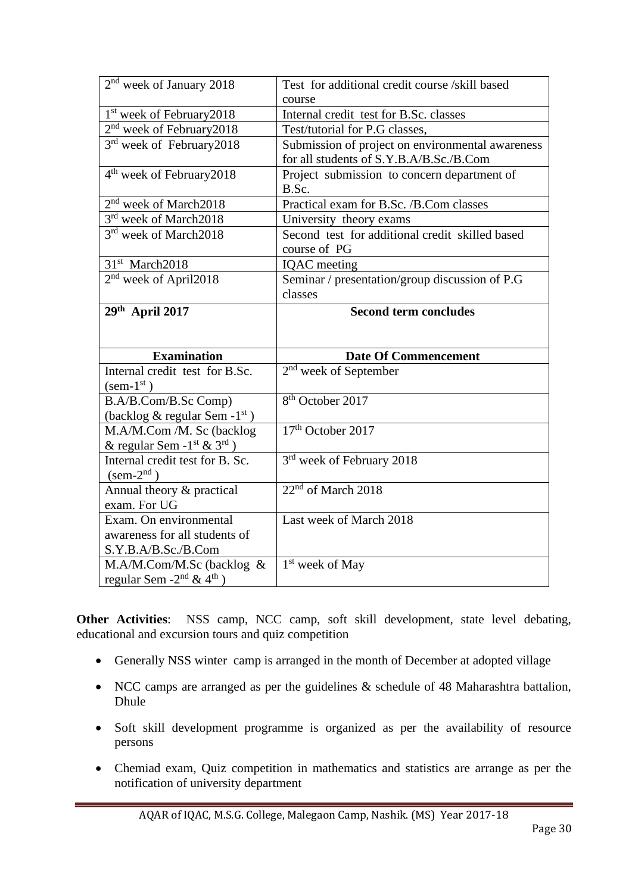| | |
|---|---|
| 2nd week of January 2018 | Test for additional credit course /skill based course |
| 1st week of February2018 | Internal credit test for B.Sc. classes |
| 2nd week of February2018 | Test/tutorial for P.G classes, |
| 3rd week of February2018 | Submission of project on environmental awareness for all students of S.Y.B.A/B.Sc./B.Com |
| 4th week of February2018 | Project submission to concern department of B.Sc. |
| 2nd week of March2018 | Practical exam for B.Sc. /B.Com classes |
| 3rd week of March2018 | University theory exams |
| 3rd week of March2018 | Second test for additional credit skilled based course of PG |
| 31st March2018 | IQAC meeting |
| 2nd week of April2018 | Seminar / presentation/group discussion of P.G classes |
| **29th April 2017** | **Second term concludes** |
| **Examination** | **Date Of Commencement** |
| Internal credit test for B.Sc. (sem-1st ) | 2nd week of September |
| B.A/B.Com/B.Sc Comp) (backlog & regular Sem -1st ) | 8th October 2017 |
| M.A/M.Com /M. Sc (backlog & regular Sem -1st & 3rd ) | 17th October 2017 |
| Internal credit test for B. Sc. (sem-2nd ) | 3rd week of February 2018 |
| Annual theory & practical exam. For UG | 22nd of March 2018 |
| Exam. On environmental awareness for all students of S.Y.B.A/B.Sc./B.Com | Last week of March 2018 |
| M.A/M.Com/M.Sc (backlog & regular Sem -2nd & 4th ) | 1st week of May |

**Other Activities**: NSS camp, NCC camp, soft skill development, state level debating, educational and excursion tours and quiz competition

- Generally NSS winter camp is arranged in the month of December at adopted village
- NCC camps are arranged as per the guidelines & schedule of 48 Maharashtra battalion, Dhule
- Soft skill development programme is organized as per the availability of resource persons
- Chemiad exam, Quiz competition in mathematics and statistics are arrange as per the notification of university department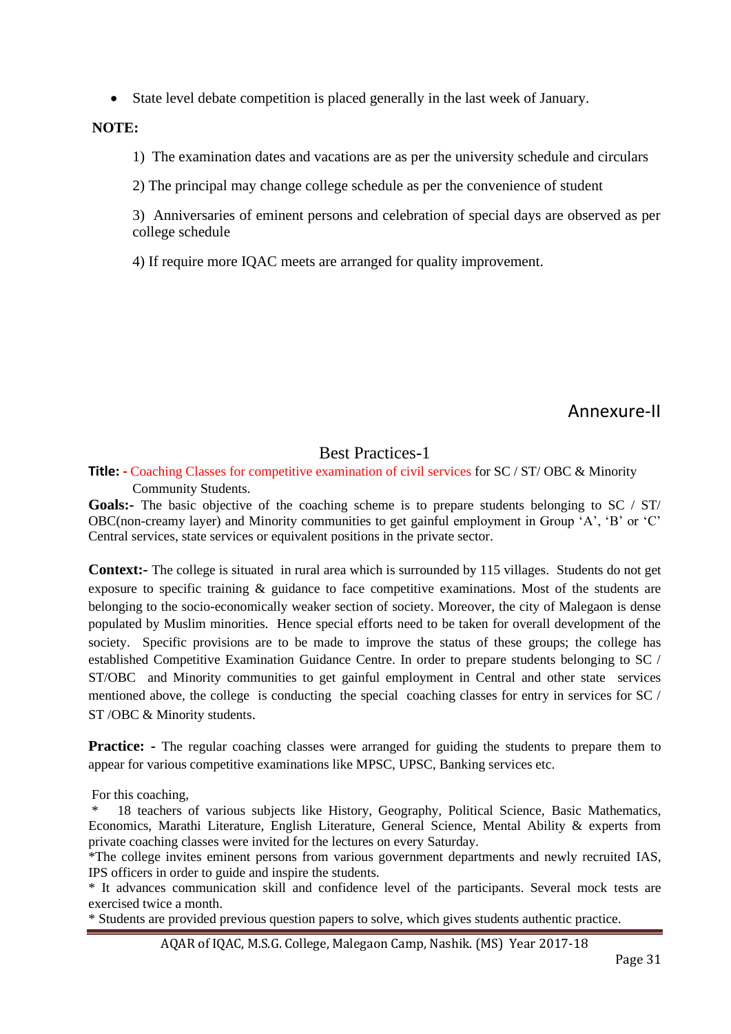- State level debate competition is placed generally in the last week of January.

**NOTE:**

1) The examination dates and vacations are as per the university schedule and circulars

2) The principal may change college schedule as per the convenience of student

3) Anniversaries of eminent persons and celebration of special days are observed as per college schedule

4) If require more IQAC meets are arranged for quality improvement.

## Annexure-II

### Best Practices-1

**Title: -** Coaching Classes for competitive examination of civil services for SC / ST/ OBC & Minority Community Students.

**Goals:-** The basic objective of the coaching scheme is to prepare students belonging to SC / ST/ OBC(non-creamy layer) and Minority communities to get gainful employment in Group 'A', 'B' or 'C' Central services, state services or equivalent positions in the private sector.

**Context:-** The college is situated in rural area which is surrounded by 115 villages. Students do not get exposure to specific training & guidance to face competitive examinations. Most of the students are belonging to the socio-economically weaker section of society. Moreover, the city of Malegaon is dense populated by Muslim minorities. Hence special efforts need to be taken for overall development of the society. Specific provisions are to be made to improve the status of these groups; the college has established Competitive Examination Guidance Centre. In order to prepare students belonging to SC / ST/OBC and Minority communities to get gainful employment in Central and other state services mentioned above, the college is conducting the special coaching classes for entry in services for SC / ST /OBC & Minority students.

**Practice: -** The regular coaching classes were arranged for guiding the students to prepare them to appear for various competitive examinations like MPSC, UPSC, Banking services etc.

For this coaching,

\* 18 teachers of various subjects like History, Geography, Political Science, Basic Mathematics, Economics, Marathi Literature, English Literature, General Science, Mental Ability & experts from private coaching classes were invited for the lectures on every Saturday.

\*The college invites eminent persons from various government departments and newly recruited IAS, IPS officers in order to guide and inspire the students.

\* It advances communication skill and confidence level of the participants. Several mock tests are exercised twice a month.

\* Students are provided previous question papers to solve, which gives students authentic practice.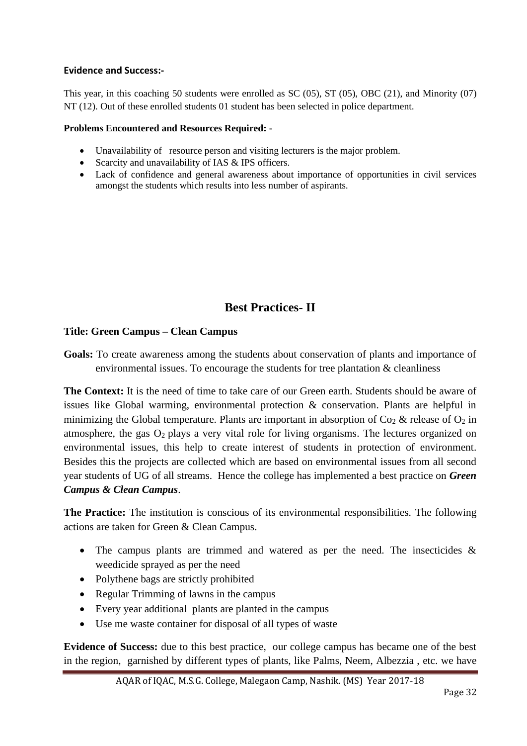**Evidence and Success:-**

This year, in this coaching 50 students were enrolled as SC (05), ST (05), OBC (21), and Minority (07) NT (12). Out of these enrolled students 01 student has been selected in police department.

**Problems Encountered and Resources Required: -**

- Unavailability of resource person and visiting lecturers is the major problem.
- Scarcity and unavailability of IAS & IPS officers.
- Lack of confidence and general awareness about importance of opportunities in civil services amongst the students which results into less number of aspirants.

## Best Practices- II

**Title: Green Campus – Clean Campus**

**Goals:** To create awareness among the students about conservation of plants and importance of environmental issues. To encourage the students for tree plantation & cleanliness

**The Context:** It is the need of time to take care of our Green earth. Students should be aware of issues like Global warming, environmental protection & conservation. Plants are helpful in minimizing the Global temperature. Plants are important in absorption of $Co_2$ & release of $O_2$ in atmosphere, the gas $O_2$ plays a very vital role for living organisms. The lectures organized on environmental issues, this help to create interest of students in protection of environment. Besides this the projects are collected which are based on environmental issues from all second year students of UG of all streams. Hence the college has implemented a best practice on ***Green Campus & Clean Campus***.

**The Practice:** The institution is conscious of its environmental responsibilities. The following actions are taken for Green & Clean Campus.

- The campus plants are trimmed and watered as per the need. The insecticides & weedicide sprayed as per the need
- Polythene bags are strictly prohibited
- Regular Trimming of lawns in the campus
- Every year additional plants are planted in the campus
- Use me waste container for disposal of all types of waste

**Evidence of Success:** due to this best practice, our college campus has became one of the best in the region, garnished by different types of plants, like Palms, Neem, Albezzia , etc. we have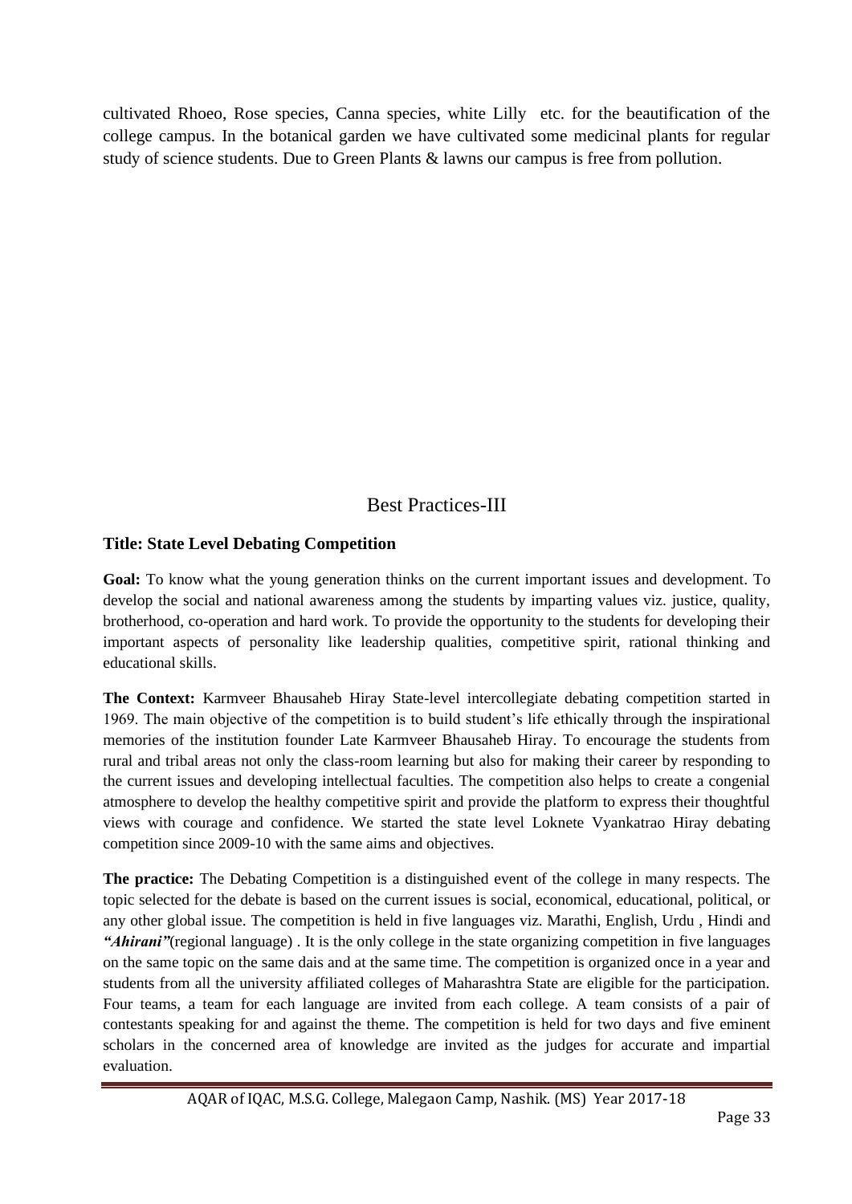cultivated Rhoeo, Rose species, Canna species, white Lilly etc. for the beautification of the college campus. In the botanical garden we have cultivated some medicinal plants for regular study of science students. Due to Green Plants & lawns our campus is free from pollution.

## Best Practices-III

**Title: State Level Debating Competition**

**Goal:** To know what the young generation thinks on the current important issues and development. To develop the social and national awareness among the students by imparting values viz. justice, quality, brotherhood, co-operation and hard work. To provide the opportunity to the students for developing their important aspects of personality like leadership qualities, competitive spirit, rational thinking and educational skills.

**The Context:** Karmveer Bhausaheb Hiray State-level intercollegiate debating competition started in 1969. The main objective of the competition is to build student's life ethically through the inspirational memories of the institution founder Late Karmveer Bhausaheb Hiray. To encourage the students from rural and tribal areas not only the class-room learning but also for making their career by responding to the current issues and developing intellectual faculties. The competition also helps to create a congenial atmosphere to develop the healthy competitive spirit and provide the platform to express their thoughtful views with courage and confidence. We started the state level Loknete Vyankatrao Hiray debating competition since 2009-10 with the same aims and objectives.

**The practice:** The Debating Competition is a distinguished event of the college in many respects. The topic selected for the debate is based on the current issues is social, economical, educational, political, or any other global issue. The competition is held in five languages viz. Marathi, English, Urdu , Hindi and ***"Ahirani"***(regional language) . It is the only college in the state organizing competition in five languages on the same topic on the same dais and at the same time. The competition is organized once in a year and students from all the university affiliated colleges of Maharashtra State are eligible for the participation. Four teams, a team for each language are invited from each college. A team consists of a pair of contestants speaking for and against the theme. The competition is held for two days and five eminent scholars in the concerned area of knowledge are invited as the judges for accurate and impartial evaluation.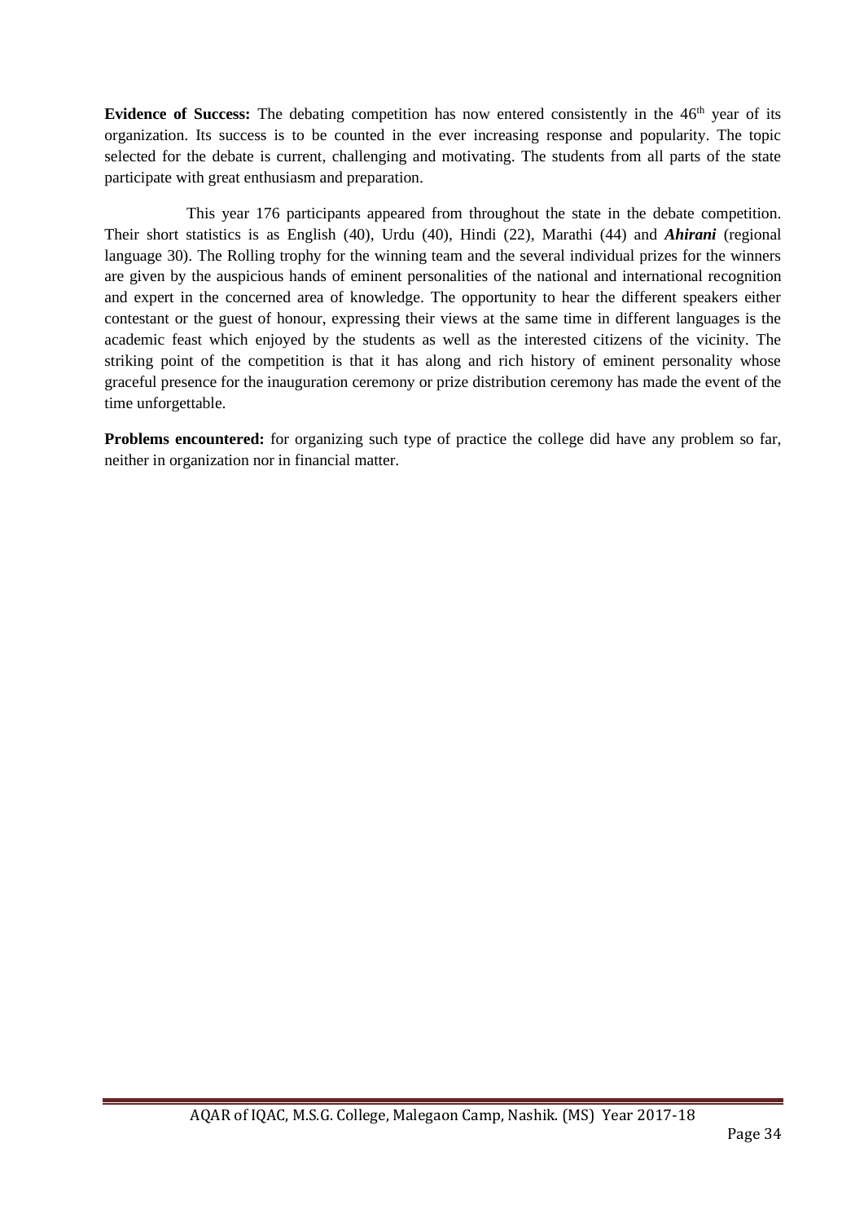**Evidence of Success:** The debating competition has now entered consistently in the 46th year of its organization. Its success is to be counted in the ever increasing response and popularity. The topic selected for the debate is current, challenging and motivating. The students from all parts of the state participate with great enthusiasm and preparation.

This year 176 participants appeared from throughout the state in the debate competition. Their short statistics is as English (40), Urdu (40), Hindi (22), Marathi (44) and ***Ahirani*** (regional language 30). The Rolling trophy for the winning team and the several individual prizes for the winners are given by the auspicious hands of eminent personalities of the national and international recognition and expert in the concerned area of knowledge. The opportunity to hear the different speakers either contestant or the guest of honour, expressing their views at the same time in different languages is the academic feast which enjoyed by the students as well as the interested citizens of the vicinity. The striking point of the competition is that it has along and rich history of eminent personality whose graceful presence for the inauguration ceremony or prize distribution ceremony has made the event of the time unforgettable.

**Problems encountered:** for organizing such type of practice the college did have any problem so far, neither in organization nor in financial matter.